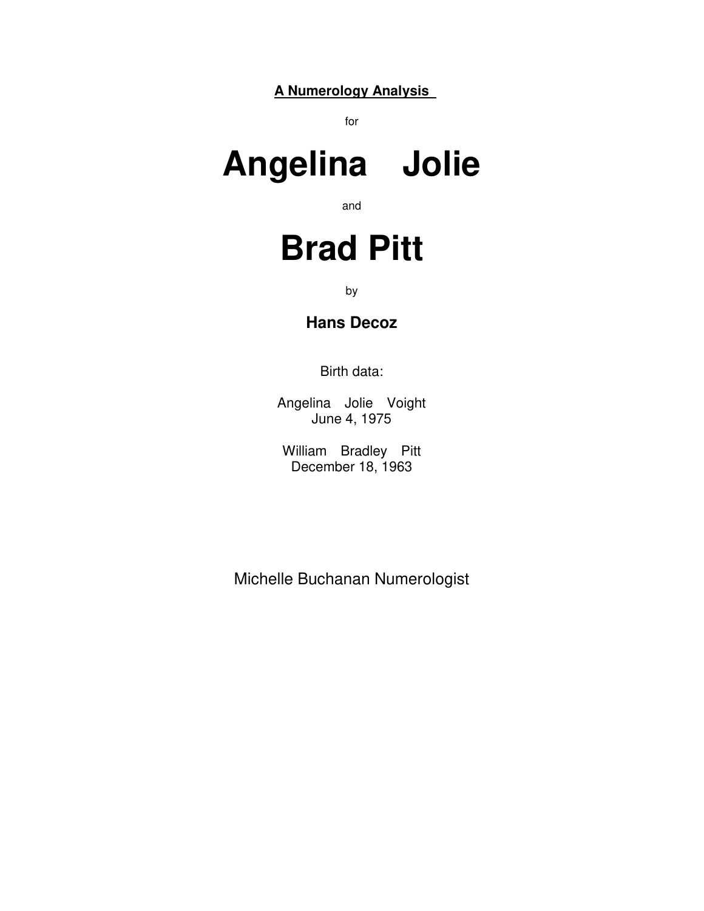**A Numerology Analysis**

for

# Angelina Jolie

and

# Brad Pitt

by

**Hans Decoz**

Birth data:

Angelina Jolie Voight
June 4, 1975

William Bradley Pitt
December 18, 1963

Michelle Buchanan Numerologist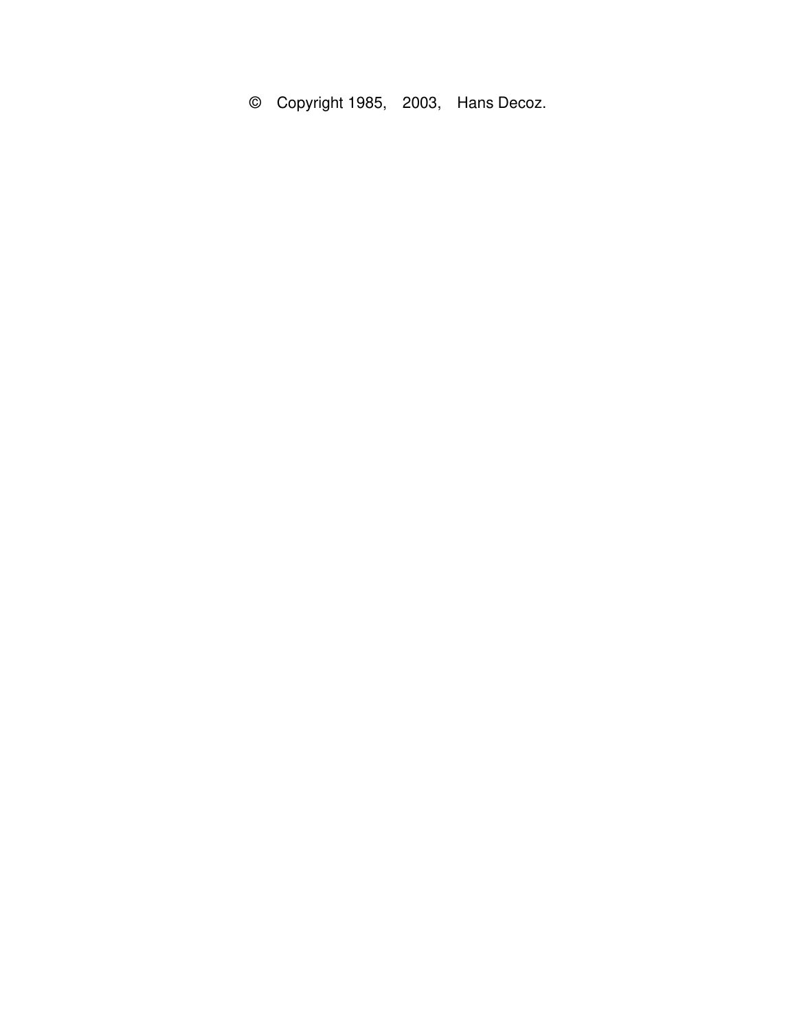© Copyright 1985, 2003, Hans Decoz.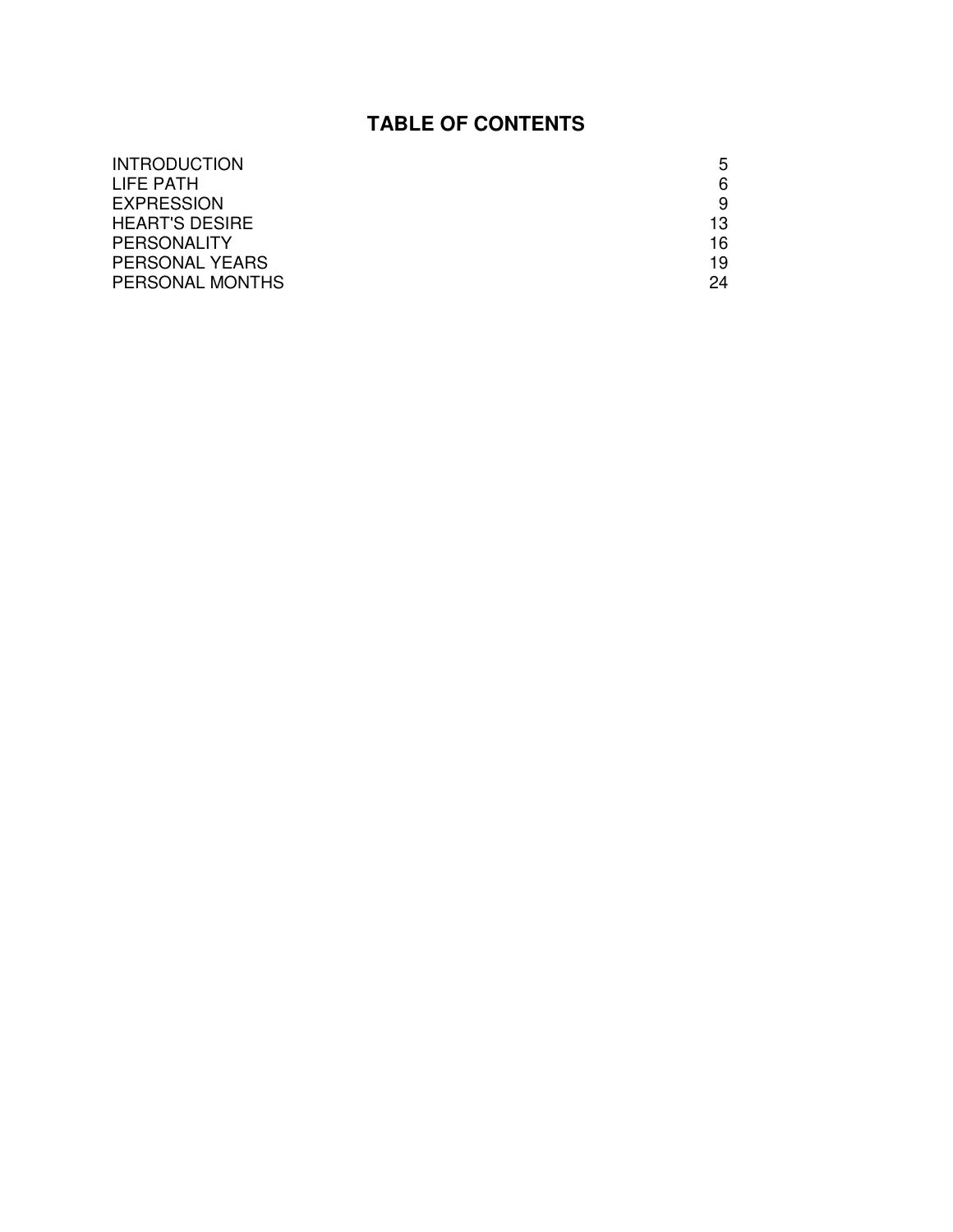# TABLE OF CONTENTS

| | |
|---|---|
| INTRODUCTION | 5 |
| LIFE PATH | 6 |
| EXPRESSION | 9 |
| HEART'S DESIRE | 13 |
| PERSONALITY | 16 |
| PERSONAL YEARS | 19 |
| PERSONAL MONTHS | 24 |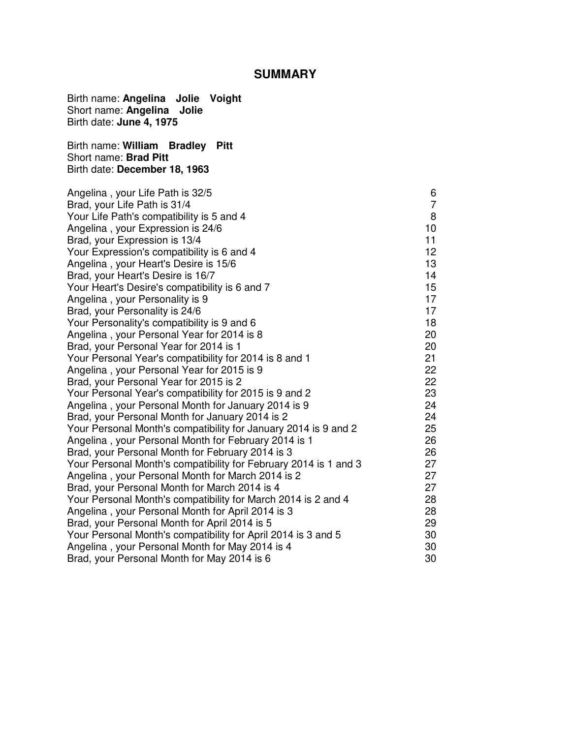## SUMMARY

Birth name: **Angelina Jolie Voight**
Short name: **Angelina Jolie**
Birth date: **June 4, 1975**

Birth name: **William Bradley Pitt**
Short name: **Brad Pitt**
Birth date: **December 18, 1963**

| | |
|---|---|
| Angelina , your Life Path is 32/5 | 6 |
| Brad, your Life Path is 31/4 | 7 |
| Your Life Path's compatibility is 5 and 4 | 8 |
| Angelina , your Expression is 24/6 | 10 |
| Brad, your Expression is 13/4 | 11 |
| Your Expression's compatibility is 6 and 4 | 12 |
| Angelina , your Heart's Desire is 15/6 | 13 |
| Brad, your Heart's Desire is 16/7 | 14 |
| Your Heart's Desire's compatibility is 6 and 7 | 15 |
| Angelina , your Personality is 9 | 17 |
| Brad, your Personality is 24/6 | 17 |
| Your Personality's compatibility is 9 and 6 | 18 |
| Angelina , your Personal Year for 2014 is 8 | 20 |
| Brad, your Personal Year for 2014 is 1 | 20 |
| Your Personal Year's compatibility for 2014 is 8 and 1 | 21 |
| Angelina , your Personal Year for 2015 is 9 | 22 |
| Brad, your Personal Year for 2015 is 2 | 22 |
| Your Personal Year's compatibility for 2015 is 9 and 2 | 23 |
| Angelina , your Personal Month for January 2014 is 9 | 24 |
| Brad, your Personal Month for January 2014 is 2 | 24 |
| Your Personal Month's compatibility for January 2014 is 9 and 2 | 25 |
| Angelina , your Personal Month for February 2014 is 1 | 26 |
| Brad, your Personal Month for February 2014 is 3 | 26 |
| Your Personal Month's compatibility for February 2014 is 1 and 3 | 27 |
| Angelina , your Personal Month for March 2014 is 2 | 27 |
| Brad, your Personal Month for March 2014 is 4 | 27 |
| Your Personal Month's compatibility for March 2014 is 2 and 4 | 28 |
| Angelina , your Personal Month for April 2014 is 3 | 28 |
| Brad, your Personal Month for April 2014 is 5 | 29 |
| Your Personal Month's compatibility for April 2014 is 3 and 5 | 30 |
| Angelina , your Personal Month for May 2014 is 4 | 30 |
| Brad, your Personal Month for May 2014 is 6 | 30 |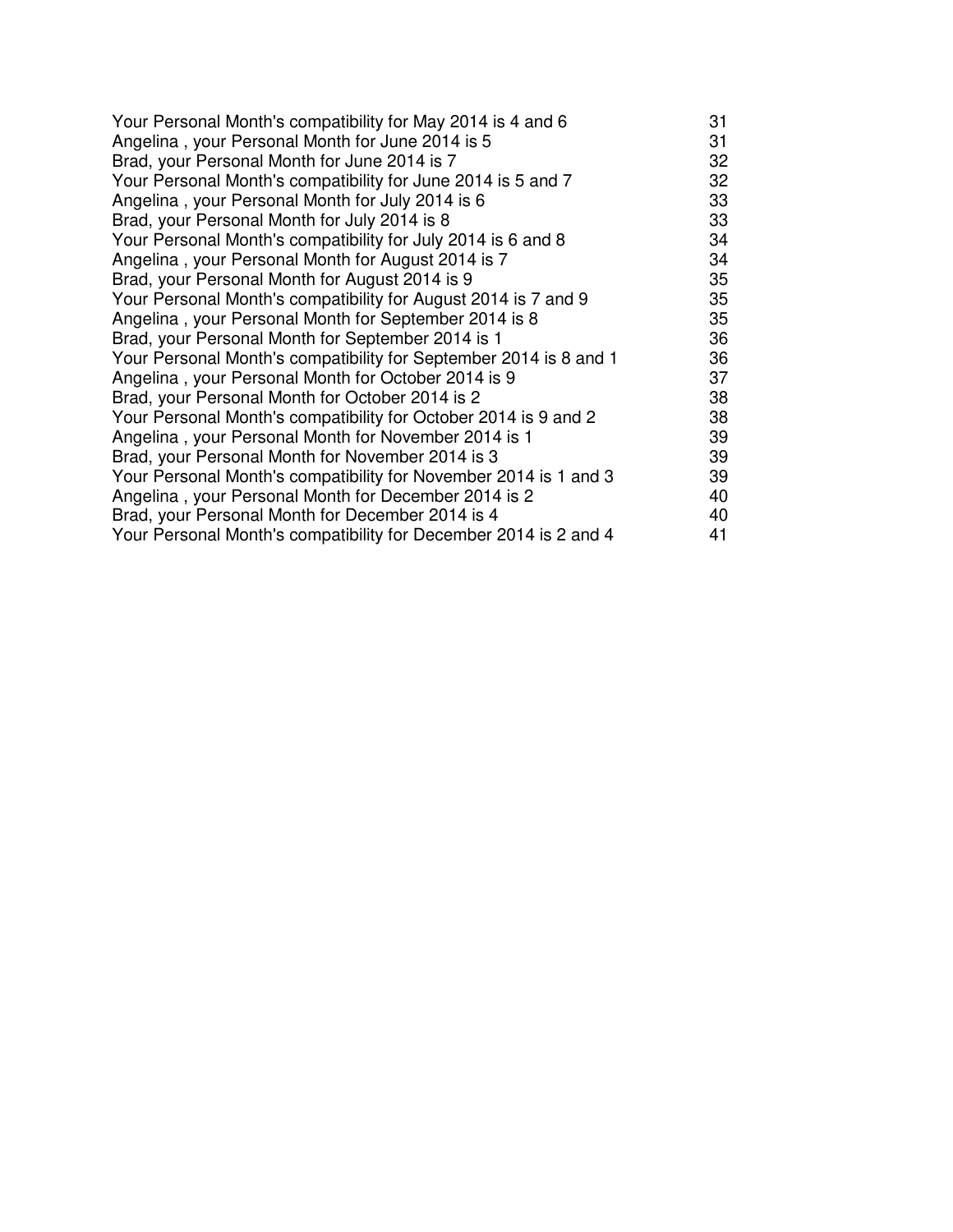| | |
|---|---|
| Your Personal Month's compatibility for May 2014 is 4 and 6 | 31 |
| Angelina , your Personal Month for June 2014 is 5 | 31 |
| Brad, your Personal Month for June 2014 is 7 | 32 |
| Your Personal Month's compatibility for June 2014 is 5 and 7 | 32 |
| Angelina , your Personal Month for July 2014 is 6 | 33 |
| Brad, your Personal Month for July 2014 is 8 | 33 |
| Your Personal Month's compatibility for July 2014 is 6 and 8 | 34 |
| Angelina , your Personal Month for August 2014 is 7 | 34 |
| Brad, your Personal Month for August 2014 is 9 | 35 |
| Your Personal Month's compatibility for August 2014 is 7 and 9 | 35 |
| Angelina , your Personal Month for September 2014 is 8 | 35 |
| Brad, your Personal Month for September 2014 is 1 | 36 |
| Your Personal Month's compatibility for September 2014 is 8 and 1 | 36 |
| Angelina , your Personal Month for October 2014 is 9 | 37 |
| Brad, your Personal Month for October 2014 is 2 | 38 |
| Your Personal Month's compatibility for October 2014 is 9 and 2 | 38 |
| Angelina , your Personal Month for November 2014 is 1 | 39 |
| Brad, your Personal Month for November 2014 is 3 | 39 |
| Your Personal Month's compatibility for November 2014 is 1 and 3 | 39 |
| Angelina , your Personal Month for December 2014 is 2 | 40 |
| Brad, your Personal Month for December 2014 is 4 | 40 |
| Your Personal Month's compatibility for December 2014 is 2 and 4 | 41 |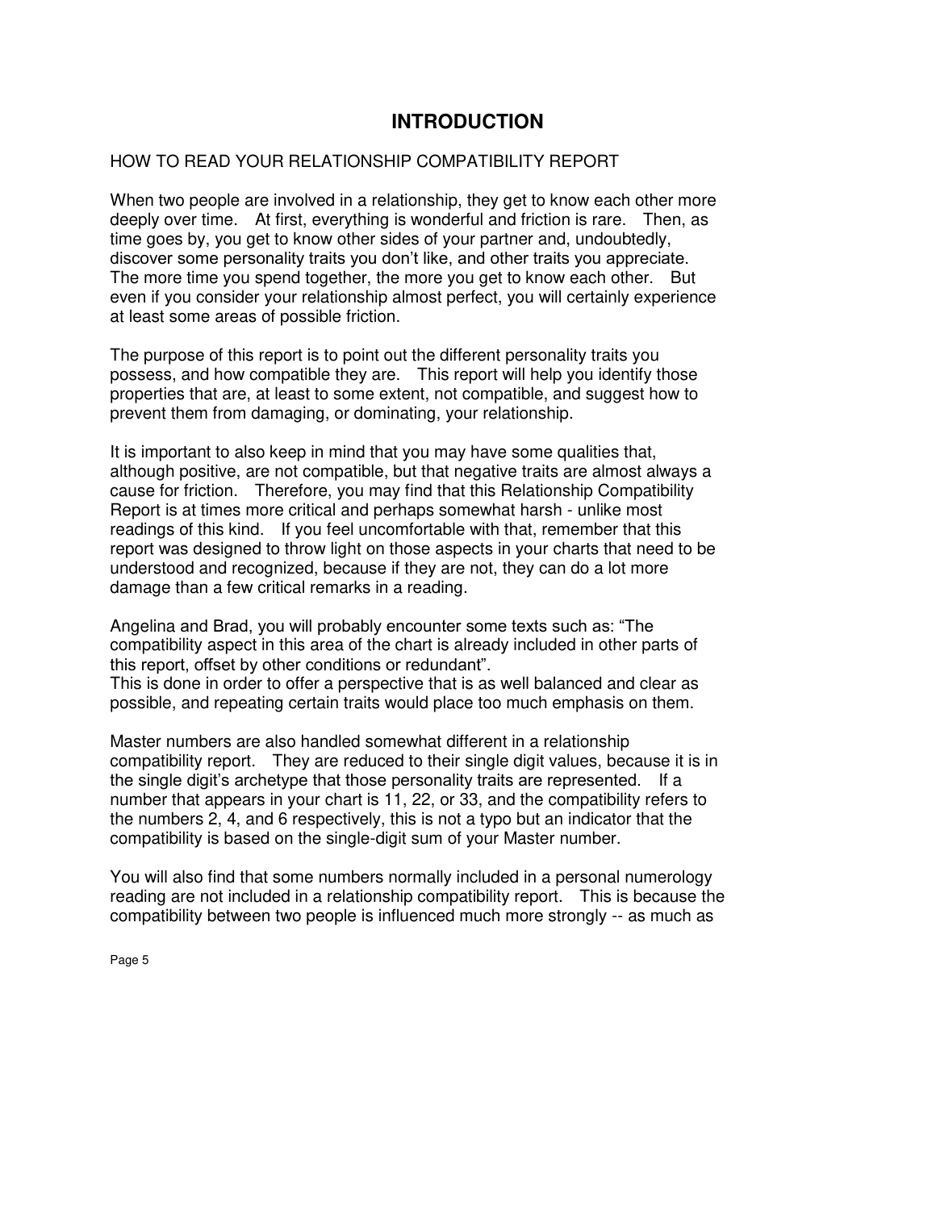# INTRODUCTION

HOW TO READ YOUR RELATIONSHIP COMPATIBILITY REPORT

When two people are involved in a relationship, they get to know each other more deeply over time. At first, everything is wonderful and friction is rare. Then, as time goes by, you get to know other sides of your partner and, undoubtedly, discover some personality traits you don't like, and other traits you appreciate. The more time you spend together, the more you get to know each other. But even if you consider your relationship almost perfect, you will certainly experience at least some areas of possible friction.

The purpose of this report is to point out the different personality traits you possess, and how compatible they are. This report will help you identify those properties that are, at least to some extent, not compatible, and suggest how to prevent them from damaging, or dominating, your relationship.

It is important to also keep in mind that you may have some qualities that, although positive, are not compatible, but that negative traits are almost always a cause for friction. Therefore, you may find that this Relationship Compatibility Report is at times more critical and perhaps somewhat harsh - unlike most readings of this kind. If you feel uncomfortable with that, remember that this report was designed to throw light on those aspects in your charts that need to be understood and recognized, because if they are not, they can do a lot more damage than a few critical remarks in a reading.

Angelina and Brad, you will probably encounter some texts such as: "The compatibility aspect in this area of the chart is already included in other parts of this report, offset by other conditions or redundant".
This is done in order to offer a perspective that is as well balanced and clear as possible, and repeating certain traits would place too much emphasis on them.

Master numbers are also handled somewhat different in a relationship compatibility report. They are reduced to their single digit values, because it is in the single digit's archetype that those personality traits are represented. If a number that appears in your chart is 11, 22, or 33, and the compatibility refers to the numbers 2, 4, and 6 respectively, this is not a typo but an indicator that the compatibility is based on the single-digit sum of your Master number.

You will also find that some numbers normally included in a personal numerology reading are not included in a relationship compatibility report. This is because the compatibility between two people is influenced much more strongly -- as much as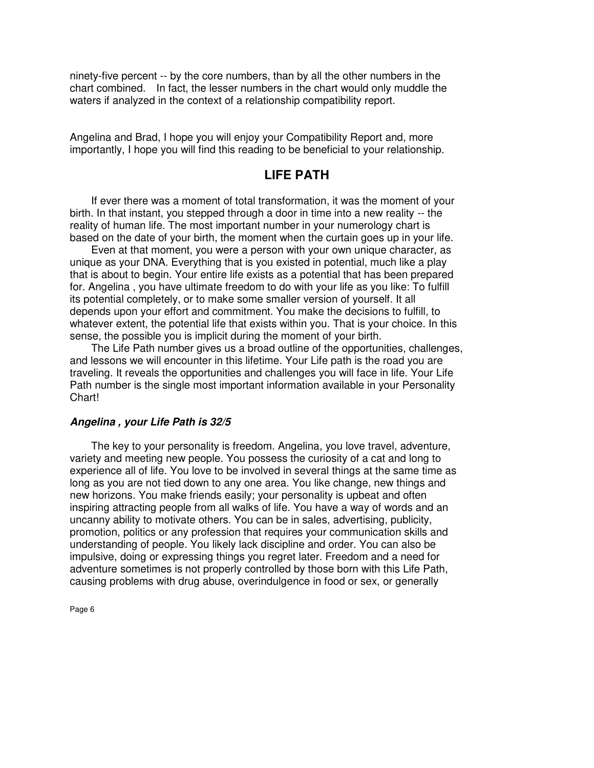ninety-five percent -- by the core numbers, than by all the other numbers in the chart combined.   In fact, the lesser numbers in the chart would only muddle the waters if analyzed in the context of a relationship compatibility report.

Angelina and Brad, I hope you will enjoy your Compatibility Report and, more importantly, I hope you will find this reading to be beneficial to your relationship.

## LIFE PATH

If ever there was a moment of total transformation, it was the moment of your birth. In that instant, you stepped through a door in time into a new reality -- the reality of human life. The most important number in your numerology chart is based on the date of your birth, the moment when the curtain goes up in your life.

Even at that moment, you were a person with your own unique character, as unique as your DNA. Everything that is you existed in potential, much like a play that is about to begin. Your entire life exists as a potential that has been prepared for. Angelina , you have ultimate freedom to do with your life as you like: To fulfill its potential completely, or to make some smaller version of yourself. It all depends upon your effort and commitment. You make the decisions to fulfill, to whatever extent, the potential life that exists within you. That is your choice. In this sense, the possible you is implicit during the moment of your birth.

The Life Path number gives us a broad outline of the opportunities, challenges, and lessons we will encounter in this lifetime. Your Life path is the road you are traveling. It reveals the opportunities and challenges you will face in life. Your Life Path number is the single most important information available in your Personality Chart!

### *Angelina , your Life Path is 32/5*

The key to your personality is freedom. Angelina, you love travel, adventure, variety and meeting new people. You possess the curiosity of a cat and long to experience all of life. You love to be involved in several things at the same time as long as you are not tied down to any one area. You like change, new things and new horizons. You make friends easily; your personality is upbeat and often inspiring attracting people from all walks of life. You have a way of words and an uncanny ability to motivate others. You can be in sales, advertising, publicity, promotion, politics or any profession that requires your communication skills and understanding of people. You likely lack discipline and order. You can also be impulsive, doing or expressing things you regret later. Freedom and a need for adventure sometimes is not properly controlled by those born with this Life Path, causing problems with drug abuse, overindulgence in food or sex, or generally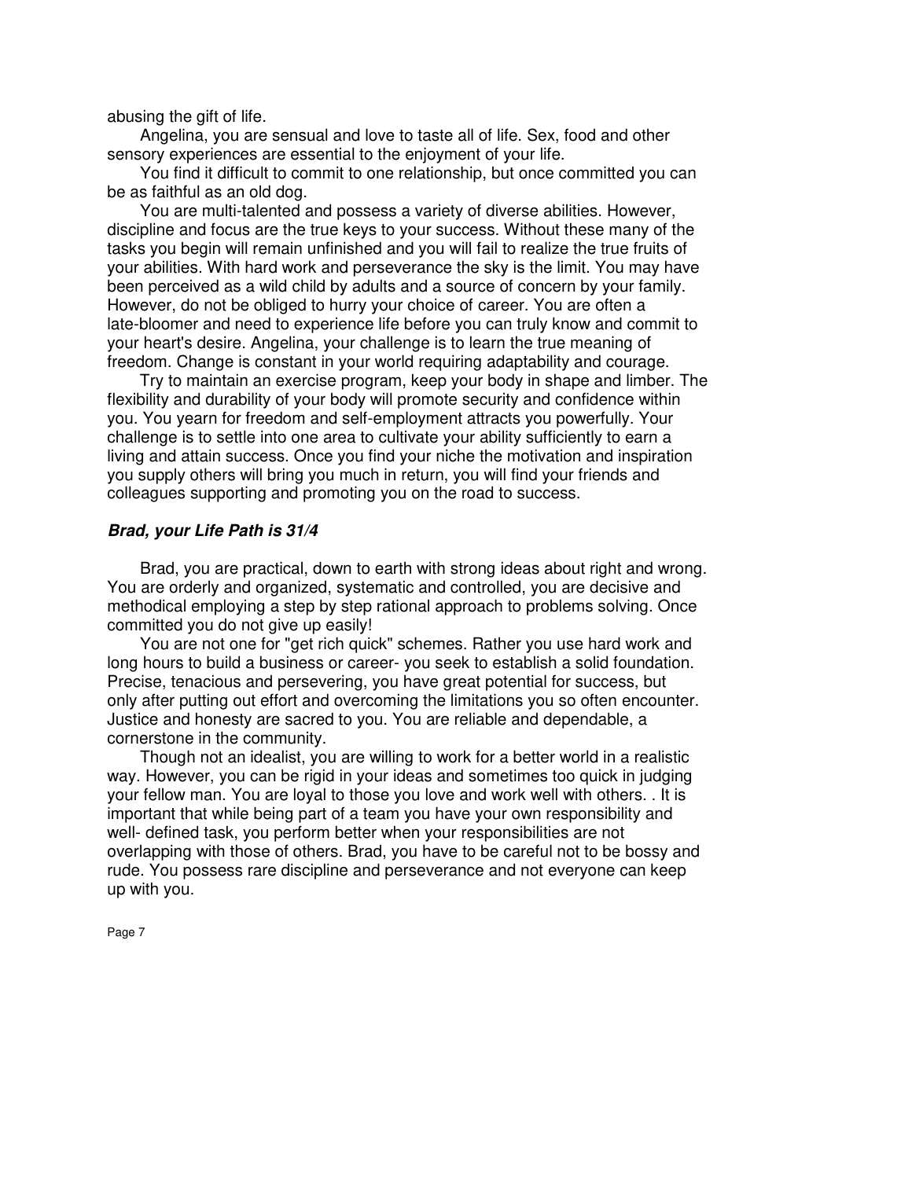abusing the gift of life.

Angelina, you are sensual and love to taste all of life. Sex, food and other sensory experiences are essential to the enjoyment of your life.

You find it difficult to commit to one relationship, but once committed you can be as faithful as an old dog.

You are multi-talented and possess a variety of diverse abilities. However, discipline and focus are the true keys to your success. Without these many of the tasks you begin will remain unfinished and you will fail to realize the true fruits of your abilities. With hard work and perseverance the sky is the limit. You may have been perceived as a wild child by adults and a source of concern by your family. However, do not be obliged to hurry your choice of career. You are often a late-bloomer and need to experience life before you can truly know and commit to your heart's desire. Angelina, your challenge is to learn the true meaning of freedom. Change is constant in your world requiring adaptability and courage.

Try to maintain an exercise program, keep your body in shape and limber. The flexibility and durability of your body will promote security and confidence within you. You yearn for freedom and self-employment attracts you powerfully. Your challenge is to settle into one area to cultivate your ability sufficiently to earn a living and attain success. Once you find your niche the motivation and inspiration you supply others will bring you much in return, you will find your friends and colleagues supporting and promoting you on the road to success.

### ***Brad, your Life Path is 31/4***

Brad, you are practical, down to earth with strong ideas about right and wrong. You are orderly and organized, systematic and controlled, you are decisive and methodical employing a step by step rational approach to problems solving. Once committed you do not give up easily!

You are not one for "get rich quick" schemes. Rather you use hard work and long hours to build a business or career- you seek to establish a solid foundation. Precise, tenacious and persevering, you have great potential for success, but only after putting out effort and overcoming the limitations you so often encounter. Justice and honesty are sacred to you. You are reliable and dependable, a cornerstone in the community.

Though not an idealist, you are willing to work for a better world in a realistic way. However, you can be rigid in your ideas and sometimes too quick in judging your fellow man. You are loyal to those you love and work well with others. . It is important that while being part of a team you have your own responsibility and well- defined task, you perform better when your responsibilities are not overlapping with those of others. Brad, you have to be careful not to be bossy and rude. You possess rare discipline and perseverance and not everyone can keep up with you.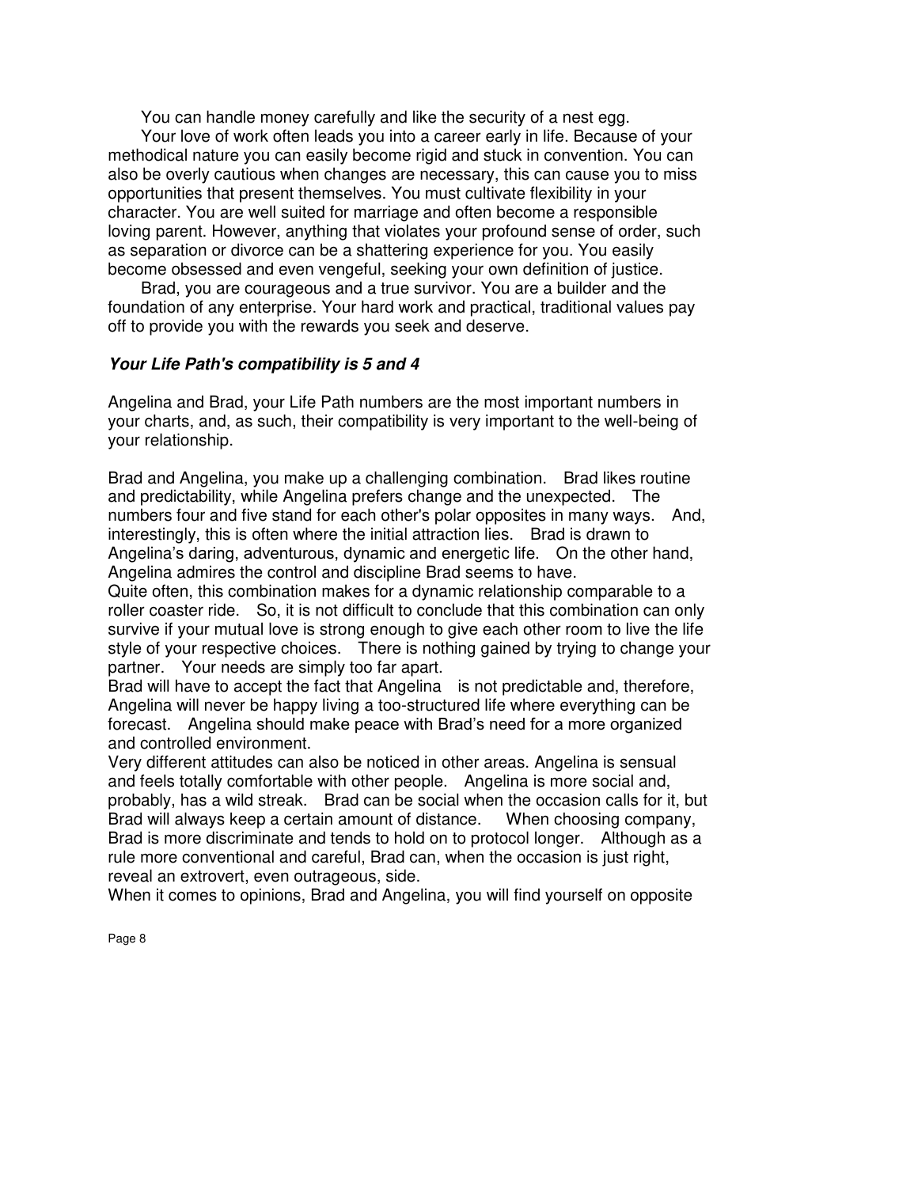You can handle money carefully and like the security of a nest egg.

Your love of work often leads you into a career early in life. Because of your methodical nature you can easily become rigid and stuck in convention. You can also be overly cautious when changes are necessary, this can cause you to miss opportunities that present themselves. You must cultivate flexibility in your character. You are well suited for marriage and often become a responsible loving parent. However, anything that violates your profound sense of order, such as separation or divorce can be a shattering experience for you. You easily become obsessed and even vengeful, seeking your own definition of justice.

Brad, you are courageous and a true survivor. You are a builder and the foundation of any enterprise. Your hard work and practical, traditional values pay off to provide you with the rewards you seek and deserve.

### *Your Life Path's compatibility is 5 and 4*

Angelina and Brad, your Life Path numbers are the most important numbers in your charts, and, as such, their compatibility is very important to the well-being of your relationship.

Brad and Angelina, you make up a challenging combination. Brad likes routine and predictability, while Angelina prefers change and the unexpected. The numbers four and five stand for each other's polar opposites in many ways. And, interestingly, this is often where the initial attraction lies. Brad is drawn to Angelina's daring, adventurous, dynamic and energetic life. On the other hand, Angelina admires the control and discipline Brad seems to have.

Quite often, this combination makes for a dynamic relationship comparable to a roller coaster ride. So, it is not difficult to conclude that this combination can only survive if your mutual love is strong enough to give each other room to live the life style of your respective choices. There is nothing gained by trying to change your partner. Your needs are simply too far apart.

Brad will have to accept the fact that Angelina is not predictable and, therefore, Angelina will never be happy living a too-structured life where everything can be forecast. Angelina should make peace with Brad's need for a more organized and controlled environment.

Very different attitudes can also be noticed in other areas. Angelina is sensual and feels totally comfortable with other people. Angelina is more social and, probably, has a wild streak. Brad can be social when the occasion calls for it, but Brad will always keep a certain amount of distance. When choosing company, Brad is more discriminate and tends to hold on to protocol longer. Although as a rule more conventional and careful, Brad can, when the occasion is just right, reveal an extrovert, even outrageous, side.

When it comes to opinions, Brad and Angelina, you will find yourself on opposite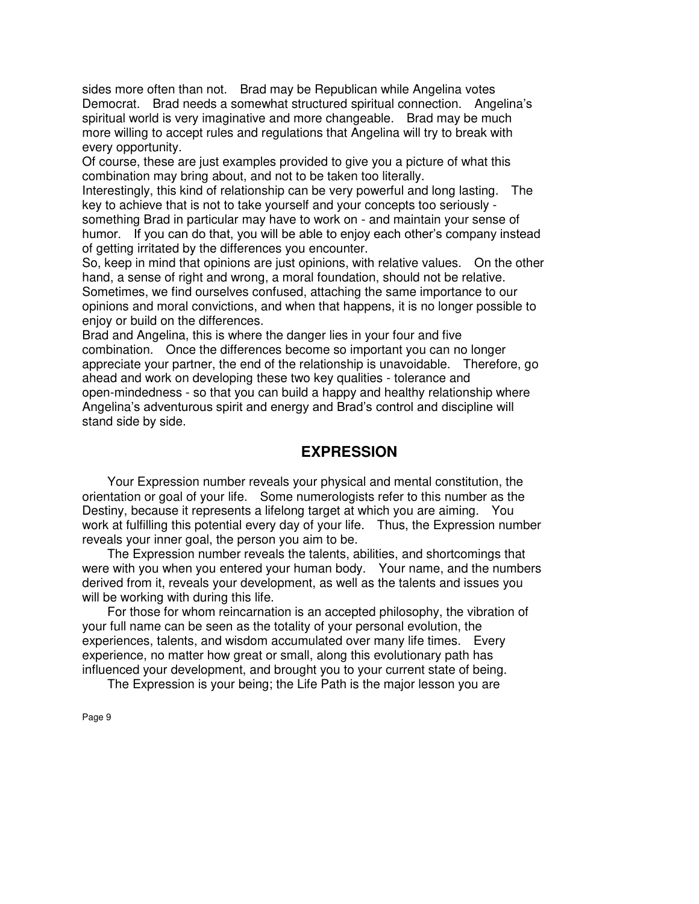sides more often than not. Brad may be Republican while Angelina votes Democrat. Brad needs a somewhat structured spiritual connection. Angelina's spiritual world is very imaginative and more changeable. Brad may be much more willing to accept rules and regulations that Angelina will try to break with every opportunity.

Of course, these are just examples provided to give you a picture of what this combination may bring about, and not to be taken too literally.

Interestingly, this kind of relationship can be very powerful and long lasting. The key to achieve that is not to take yourself and your concepts too seriously - something Brad in particular may have to work on - and maintain your sense of humor. If you can do that, you will be able to enjoy each other's company instead of getting irritated by the differences you encounter.

So, keep in mind that opinions are just opinions, with relative values. On the other hand, a sense of right and wrong, a moral foundation, should not be relative. Sometimes, we find ourselves confused, attaching the same importance to our opinions and moral convictions, and when that happens, it is no longer possible to enjoy or build on the differences.

Brad and Angelina, this is where the danger lies in your four and five combination. Once the differences become so important you can no longer appreciate your partner, the end of the relationship is unavoidable. Therefore, go ahead and work on developing these two key qualities - tolerance and open-mindedness - so that you can build a happy and healthy relationship where Angelina's adventurous spirit and energy and Brad's control and discipline will stand side by side.

## EXPRESSION

Your Expression number reveals your physical and mental constitution, the orientation or goal of your life. Some numerologists refer to this number as the Destiny, because it represents a lifelong target at which you are aiming. You work at fulfilling this potential every day of your life. Thus, the Expression number reveals your inner goal, the person you aim to be.

The Expression number reveals the talents, abilities, and shortcomings that were with you when you entered your human body. Your name, and the numbers derived from it, reveals your development, as well as the talents and issues you will be working with during this life.

For those for whom reincarnation is an accepted philosophy, the vibration of your full name can be seen as the totality of your personal evolution, the experiences, talents, and wisdom accumulated over many life times. Every experience, no matter how great or small, along this evolutionary path has influenced your development, and brought you to your current state of being.

The Expression is your being; the Life Path is the major lesson you are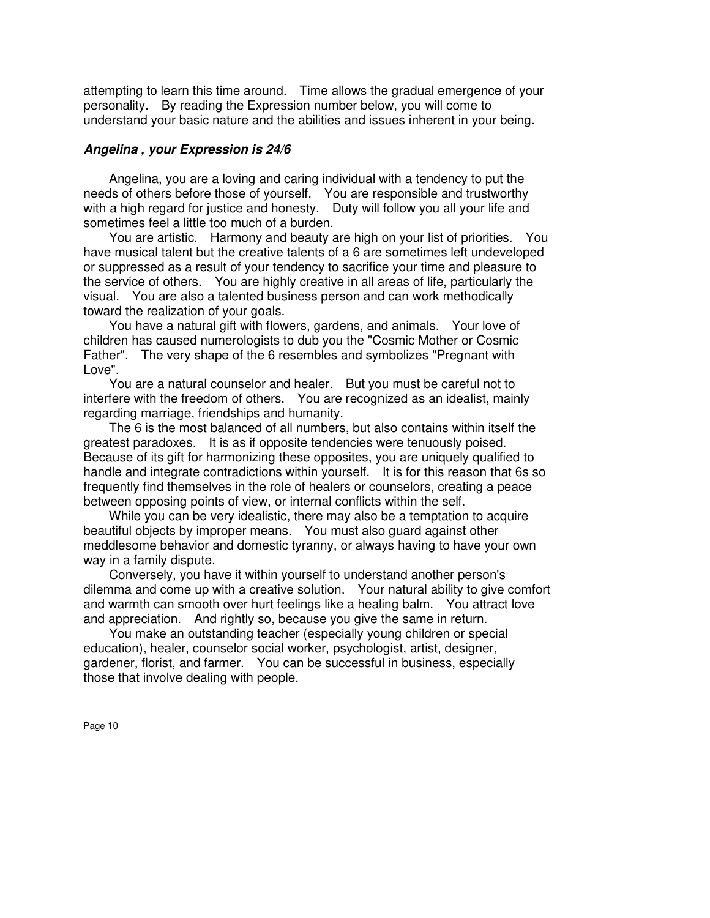attempting to learn this time around. Time allows the gradual emergence of your personality. By reading the Expression number below, you will come to understand your basic nature and the abilities and issues inherent in your being.

### *Angelina , your Expression is 24/6*

Angelina, you are a loving and caring individual with a tendency to put the needs of others before those of yourself. You are responsible and trustworthy with a high regard for justice and honesty. Duty will follow you all your life and sometimes feel a little too much of a burden.

You are artistic. Harmony and beauty are high on your list of priorities. You have musical talent but the creative talents of a 6 are sometimes left undeveloped or suppressed as a result of your tendency to sacrifice your time and pleasure to the service of others. You are highly creative in all areas of life, particularly the visual. You are also a talented business person and can work methodically toward the realization of your goals.

You have a natural gift with flowers, gardens, and animals. Your love of children has caused numerologists to dub you the "Cosmic Mother or Cosmic Father". The very shape of the 6 resembles and symbolizes "Pregnant with Love".

You are a natural counselor and healer. But you must be careful not to interfere with the freedom of others. You are recognized as an idealist, mainly regarding marriage, friendships and humanity.

The 6 is the most balanced of all numbers, but also contains within itself the greatest paradoxes. It is as if opposite tendencies were tenuously poised. Because of its gift for harmonizing these opposites, you are uniquely qualified to handle and integrate contradictions within yourself. It is for this reason that 6s so frequently find themselves in the role of healers or counselors, creating a peace between opposing points of view, or internal conflicts within the self.

While you can be very idealistic, there may also be a temptation to acquire beautiful objects by improper means. You must also guard against other meddlesome behavior and domestic tyranny, or always having to have your own way in a family dispute.

Conversely, you have it within yourself to understand another person's dilemma and come up with a creative solution. Your natural ability to give comfort and warmth can smooth over hurt feelings like a healing balm. You attract love and appreciation. And rightly so, because you give the same in return.

You make an outstanding teacher (especially young children or special education), healer, counselor social worker, psychologist, artist, designer, gardener, florist, and farmer. You can be successful in business, especially those that involve dealing with people.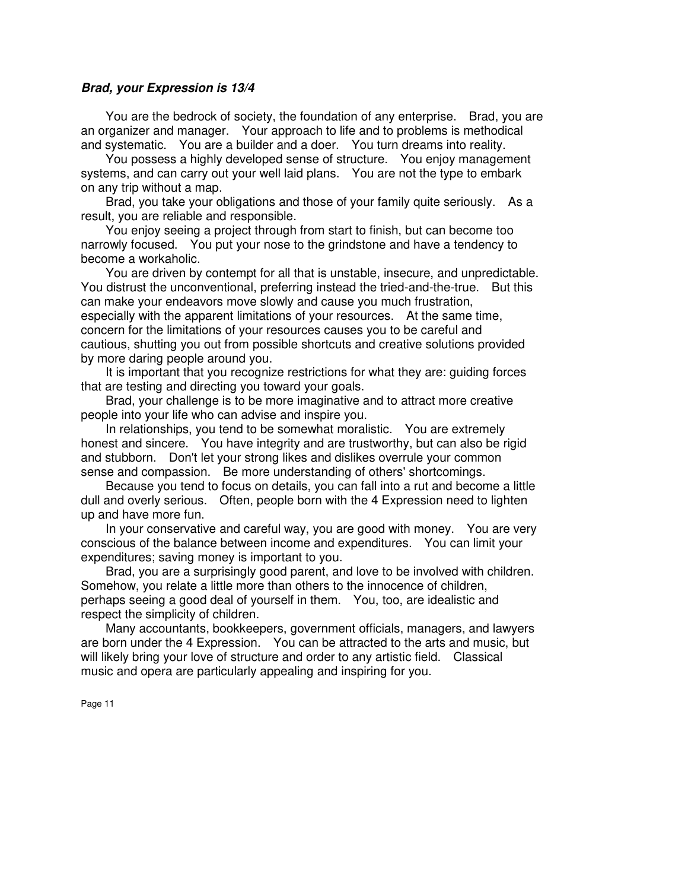***Brad, your Expression is 13/4***

You are the bedrock of society, the foundation of any enterprise. Brad, you are an organizer and manager. Your approach to life and to problems is methodical and systematic. You are a builder and a doer. You turn dreams into reality.

You possess a highly developed sense of structure. You enjoy management systems, and can carry out your well laid plans. You are not the type to embark on any trip without a map.

Brad, you take your obligations and those of your family quite seriously. As a result, you are reliable and responsible.

You enjoy seeing a project through from start to finish, but can become too narrowly focused. You put your nose to the grindstone and have a tendency to become a workaholic.

You are driven by contempt for all that is unstable, insecure, and unpredictable. You distrust the unconventional, preferring instead the tried-and-the-true. But this can make your endeavors move slowly and cause you much frustration, especially with the apparent limitations of your resources. At the same time, concern for the limitations of your resources causes you to be careful and cautious, shutting you out from possible shortcuts and creative solutions provided by more daring people around you.

It is important that you recognize restrictions for what they are: guiding forces that are testing and directing you toward your goals.

Brad, your challenge is to be more imaginative and to attract more creative people into your life who can advise and inspire you.

In relationships, you tend to be somewhat moralistic. You are extremely honest and sincere. You have integrity and are trustworthy, but can also be rigid and stubborn. Don't let your strong likes and dislikes overrule your common sense and compassion. Be more understanding of others' shortcomings.

Because you tend to focus on details, you can fall into a rut and become a little dull and overly serious. Often, people born with the 4 Expression need to lighten up and have more fun.

In your conservative and careful way, you are good with money. You are very conscious of the balance between income and expenditures. You can limit your expenditures; saving money is important to you.

Brad, you are a surprisingly good parent, and love to be involved with children. Somehow, you relate a little more than others to the innocence of children, perhaps seeing a good deal of yourself in them. You, too, are idealistic and respect the simplicity of children.

Many accountants, bookkeepers, government officials, managers, and lawyers are born under the 4 Expression. You can be attracted to the arts and music, but will likely bring your love of structure and order to any artistic field. Classical music and opera are particularly appealing and inspiring for you.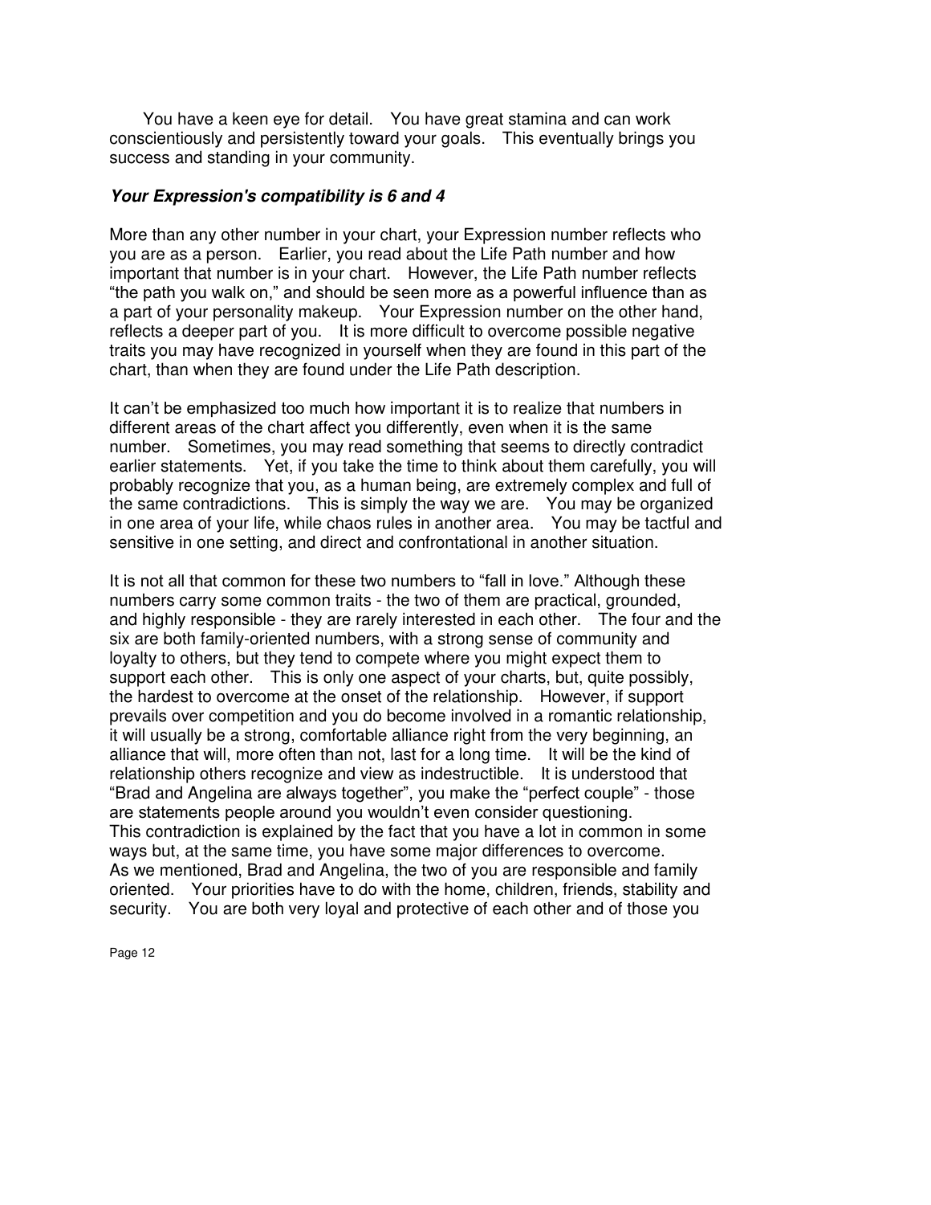You have a keen eye for detail. You have great stamina and can work conscientiously and persistently toward your goals. This eventually brings you success and standing in your community.

***Your Expression's compatibility is 6 and 4***

More than any other number in your chart, your Expression number reflects who you are as a person. Earlier, you read about the Life Path number and how important that number is in your chart. However, the Life Path number reflects "the path you walk on," and should be seen more as a powerful influence than as a part of your personality makeup. Your Expression number on the other hand, reflects a deeper part of you. It is more difficult to overcome possible negative traits you may have recognized in yourself when they are found in this part of the chart, than when they are found under the Life Path description.

It can't be emphasized too much how important it is to realize that numbers in different areas of the chart affect you differently, even when it is the same number. Sometimes, you may read something that seems to directly contradict earlier statements. Yet, if you take the time to think about them carefully, you will probably recognize that you, as a human being, are extremely complex and full of the same contradictions. This is simply the way we are. You may be organized in one area of your life, while chaos rules in another area. You may be tactful and sensitive in one setting, and direct and confrontational in another situation.

It is not all that common for these two numbers to "fall in love." Although these numbers carry some common traits - the two of them are practical, grounded, and highly responsible - they are rarely interested in each other. The four and the six are both family-oriented numbers, with a strong sense of community and loyalty to others, but they tend to compete where you might expect them to support each other. This is only one aspect of your charts, but, quite possibly, the hardest to overcome at the onset of the relationship. However, if support prevails over competition and you do become involved in a romantic relationship, it will usually be a strong, comfortable alliance right from the very beginning, an alliance that will, more often than not, last for a long time. It will be the kind of relationship others recognize and view as indestructible. It is understood that "Brad and Angelina are always together", you make the "perfect couple" - those are statements people around you wouldn't even consider questioning.
This contradiction is explained by the fact that you have a lot in common in some ways but, at the same time, you have some major differences to overcome.
As we mentioned, Brad and Angelina, the two of you are responsible and family oriented. Your priorities have to do with the home, children, friends, stability and security. You are both very loyal and protective of each other and of those you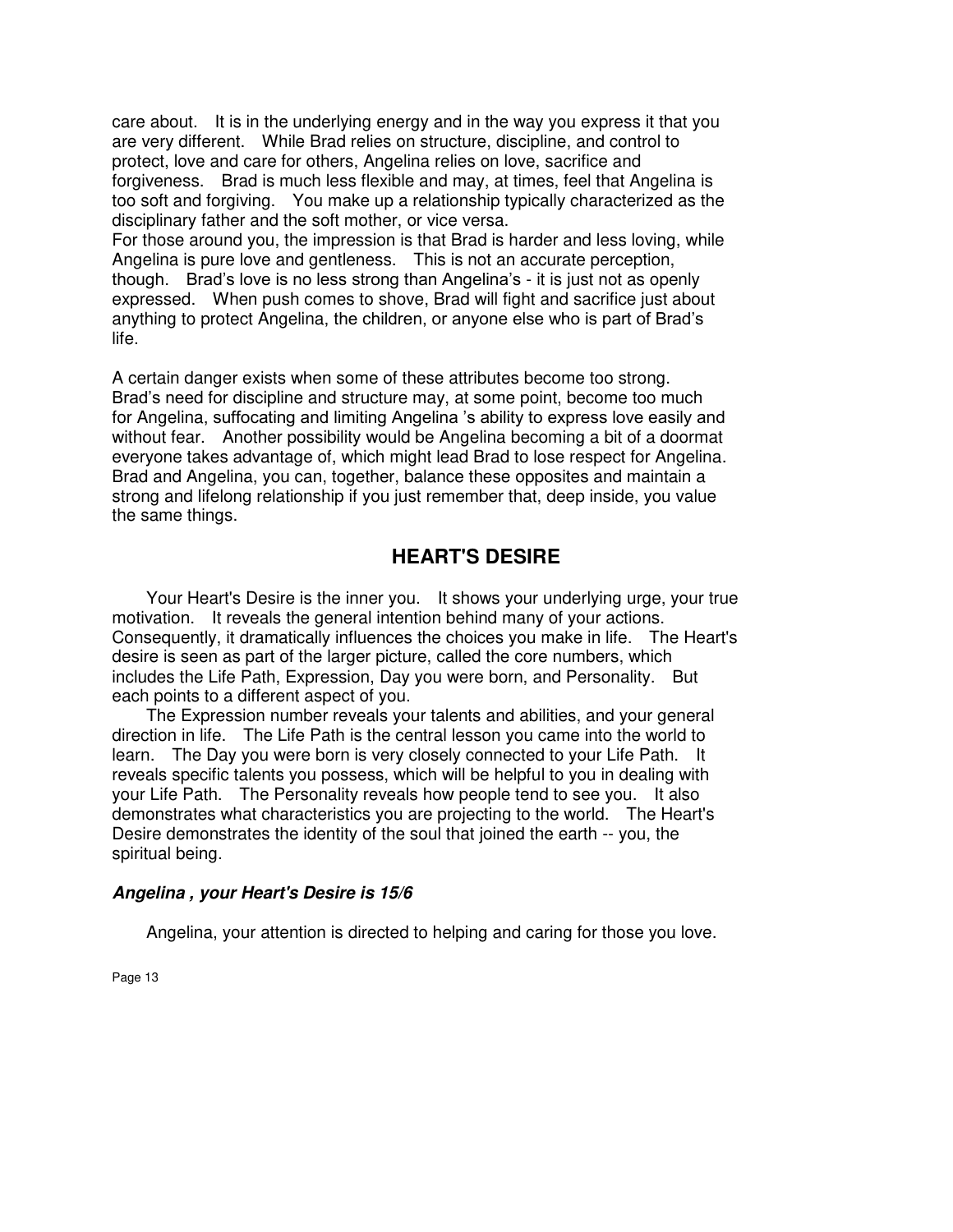care about. It is in the underlying energy and in the way you express it that you are very different. While Brad relies on structure, discipline, and control to protect, love and care for others, Angelina relies on love, sacrifice and forgiveness. Brad is much less flexible and may, at times, feel that Angelina is too soft and forgiving. You make up a relationship typically characterized as the disciplinary father and the soft mother, or vice versa.
For those around you, the impression is that Brad is harder and less loving, while Angelina is pure love and gentleness. This is not an accurate perception, though. Brad's love is no less strong than Angelina's - it is just not as openly expressed. When push comes to shove, Brad will fight and sacrifice just about anything to protect Angelina, the children, or anyone else who is part of Brad's life.

A certain danger exists when some of these attributes become too strong. Brad's need for discipline and structure may, at some point, become too much for Angelina, suffocating and limiting Angelina 's ability to express love easily and without fear. Another possibility would be Angelina becoming a bit of a doormat everyone takes advantage of, which might lead Brad to lose respect for Angelina. Brad and Angelina, you can, together, balance these opposites and maintain a strong and lifelong relationship if you just remember that, deep inside, you value the same things.

## HEART'S DESIRE

Your Heart's Desire is the inner you. It shows your underlying urge, your true motivation. It reveals the general intention behind many of your actions. Consequently, it dramatically influences the choices you make in life. The Heart's desire is seen as part of the larger picture, called the core numbers, which includes the Life Path, Expression, Day you were born, and Personality. But each points to a different aspect of you.

The Expression number reveals your talents and abilities, and your general direction in life. The Life Path is the central lesson you came into the world to learn. The Day you were born is very closely connected to your Life Path. It reveals specific talents you possess, which will be helpful to you in dealing with your Life Path. The Personality reveals how people tend to see you. It also demonstrates what characteristics you are projecting to the world. The Heart's Desire demonstrates the identity of the soul that joined the earth -- you, the spiritual being.

***Angelina , your Heart's Desire is 15/6***

Angelina, your attention is directed to helping and caring for those you love.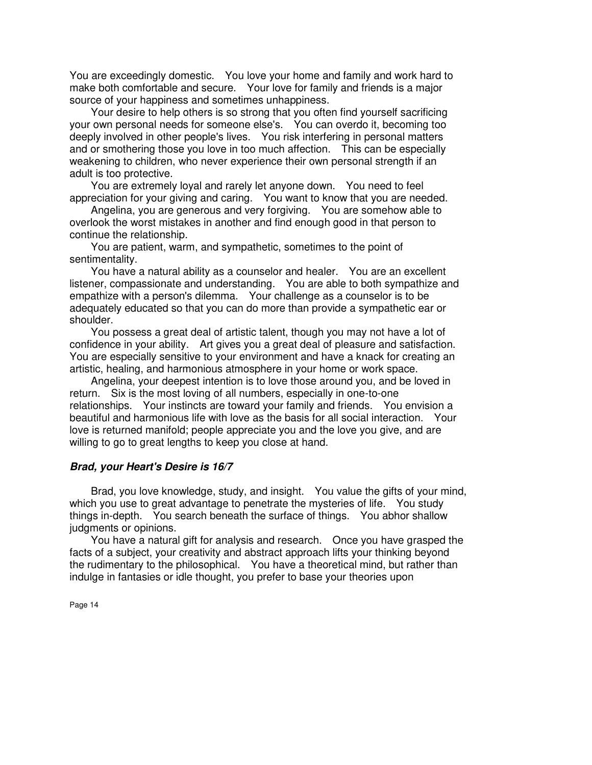You are exceedingly domestic. You love your home and family and work hard to make both comfortable and secure. Your love for family and friends is a major source of your happiness and sometimes unhappiness.

Your desire to help others is so strong that you often find yourself sacrificing your own personal needs for someone else's. You can overdo it, becoming too deeply involved in other people's lives. You risk interfering in personal matters and or smothering those you love in too much affection. This can be especially weakening to children, who never experience their own personal strength if an adult is too protective.

You are extremely loyal and rarely let anyone down. You need to feel appreciation for your giving and caring. You want to know that you are needed.

Angelina, you are generous and very forgiving. You are somehow able to overlook the worst mistakes in another and find enough good in that person to continue the relationship.

You are patient, warm, and sympathetic, sometimes to the point of sentimentality.

You have a natural ability as a counselor and healer. You are an excellent listener, compassionate and understanding. You are able to both sympathize and empathize with a person's dilemma. Your challenge as a counselor is to be adequately educated so that you can do more than provide a sympathetic ear or shoulder.

You possess a great deal of artistic talent, though you may not have a lot of confidence in your ability. Art gives you a great deal of pleasure and satisfaction. You are especially sensitive to your environment and have a knack for creating an artistic, healing, and harmonious atmosphere in your home or work space.

Angelina, your deepest intention is to love those around you, and be loved in return. Six is the most loving of all numbers, especially in one-to-one relationships. Your instincts are toward your family and friends. You envision a beautiful and harmonious life with love as the basis for all social interaction. Your love is returned manifold; people appreciate you and the love you give, and are willing to go to great lengths to keep you close at hand.

### *Brad, your Heart's Desire is 16/7*

Brad, you love knowledge, study, and insight. You value the gifts of your mind, which you use to great advantage to penetrate the mysteries of life. You study things in-depth. You search beneath the surface of things. You abhor shallow judgments or opinions.

You have a natural gift for analysis and research. Once you have grasped the facts of a subject, your creativity and abstract approach lifts your thinking beyond the rudimentary to the philosophical. You have a theoretical mind, but rather than indulge in fantasies or idle thought, you prefer to base your theories upon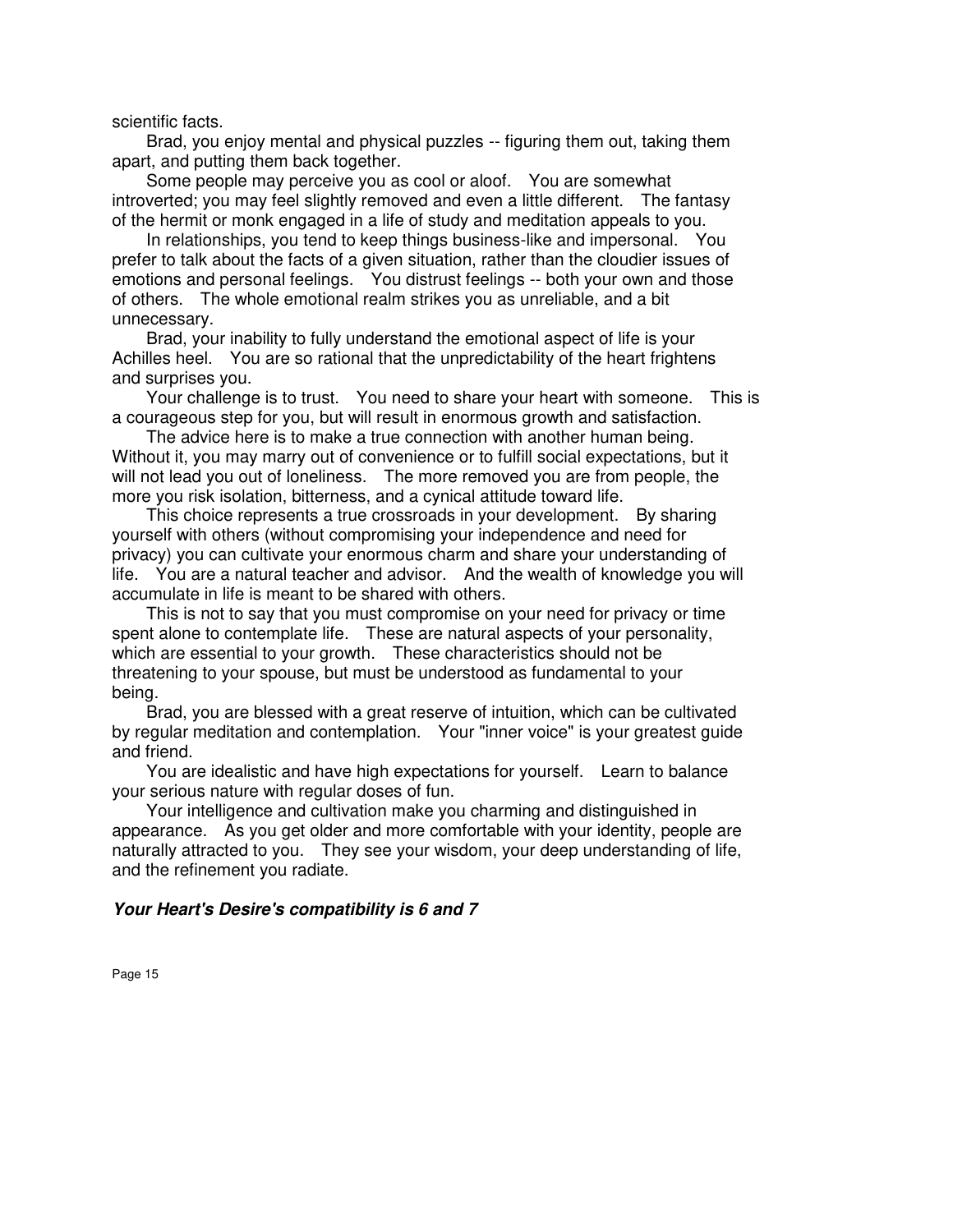scientific facts.

Brad, you enjoy mental and physical puzzles -- figuring them out, taking them apart, and putting them back together.

Some people may perceive you as cool or aloof. You are somewhat introverted; you may feel slightly removed and even a little different. The fantasy of the hermit or monk engaged in a life of study and meditation appeals to you.

In relationships, you tend to keep things business-like and impersonal. You prefer to talk about the facts of a given situation, rather than the cloudier issues of emotions and personal feelings. You distrust feelings -- both your own and those of others. The whole emotional realm strikes you as unreliable, and a bit unnecessary.

Brad, your inability to fully understand the emotional aspect of life is your Achilles heel. You are so rational that the unpredictability of the heart frightens and surprises you.

Your challenge is to trust. You need to share your heart with someone. This is a courageous step for you, but will result in enormous growth and satisfaction.

The advice here is to make a true connection with another human being. Without it, you may marry out of convenience or to fulfill social expectations, but it will not lead you out of loneliness. The more removed you are from people, the more you risk isolation, bitterness, and a cynical attitude toward life.

This choice represents a true crossroads in your development. By sharing yourself with others (without compromising your independence and need for privacy) you can cultivate your enormous charm and share your understanding of life. You are a natural teacher and advisor. And the wealth of knowledge you will accumulate in life is meant to be shared with others.

This is not to say that you must compromise on your need for privacy or time spent alone to contemplate life. These are natural aspects of your personality, which are essential to your growth. These characteristics should not be threatening to your spouse, but must be understood as fundamental to your being.

Brad, you are blessed with a great reserve of intuition, which can be cultivated by regular meditation and contemplation. Your "inner voice" is your greatest guide and friend.

You are idealistic and have high expectations for yourself. Learn to balance your serious nature with regular doses of fun.

Your intelligence and cultivation make you charming and distinguished in appearance. As you get older and more comfortable with your identity, people are naturally attracted to you. They see your wisdom, your deep understanding of life, and the refinement you radiate.

***Your Heart's Desire's compatibility is 6 and 7***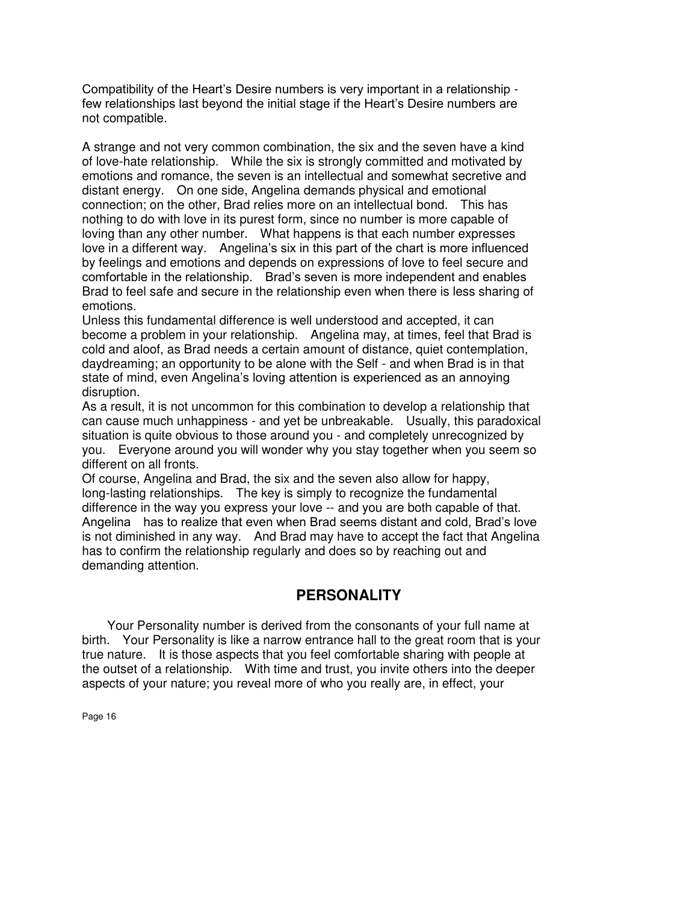Compatibility of the Heart's Desire numbers is very important in a relationship - few relationships last beyond the initial stage if the Heart's Desire numbers are not compatible.

A strange and not very common combination, the six and the seven have a kind of love-hate relationship. While the six is strongly committed and motivated by emotions and romance, the seven is an intellectual and somewhat secretive and distant energy. On one side, Angelina demands physical and emotional connection; on the other, Brad relies more on an intellectual bond. This has nothing to do with love in its purest form, since no number is more capable of loving than any other number. What happens is that each number expresses love in a different way. Angelina's six in this part of the chart is more influenced by feelings and emotions and depends on expressions of love to feel secure and comfortable in the relationship. Brad's seven is more independent and enables Brad to feel safe and secure in the relationship even when there is less sharing of emotions.

Unless this fundamental difference is well understood and accepted, it can become a problem in your relationship. Angelina may, at times, feel that Brad is cold and aloof, as Brad needs a certain amount of distance, quiet contemplation, daydreaming; an opportunity to be alone with the Self - and when Brad is in that state of mind, even Angelina's loving attention is experienced as an annoying disruption.

As a result, it is not uncommon for this combination to develop a relationship that can cause much unhappiness - and yet be unbreakable. Usually, this paradoxical situation is quite obvious to those around you - and completely unrecognized by you. Everyone around you will wonder why you stay together when you seem so different on all fronts.

Of course, Angelina and Brad, the six and the seven also allow for happy, long-lasting relationships. The key is simply to recognize the fundamental difference in the way you express your love -- and you are both capable of that. Angelina has to realize that even when Brad seems distant and cold, Brad's love is not diminished in any way. And Brad may have to accept the fact that Angelina has to confirm the relationship regularly and does so by reaching out and demanding attention.

## PERSONALITY

Your Personality number is derived from the consonants of your full name at birth. Your Personality is like a narrow entrance hall to the great room that is your true nature. It is those aspects that you feel comfortable sharing with people at the outset of a relationship. With time and trust, you invite others into the deeper aspects of your nature; you reveal more of who you really are, in effect, your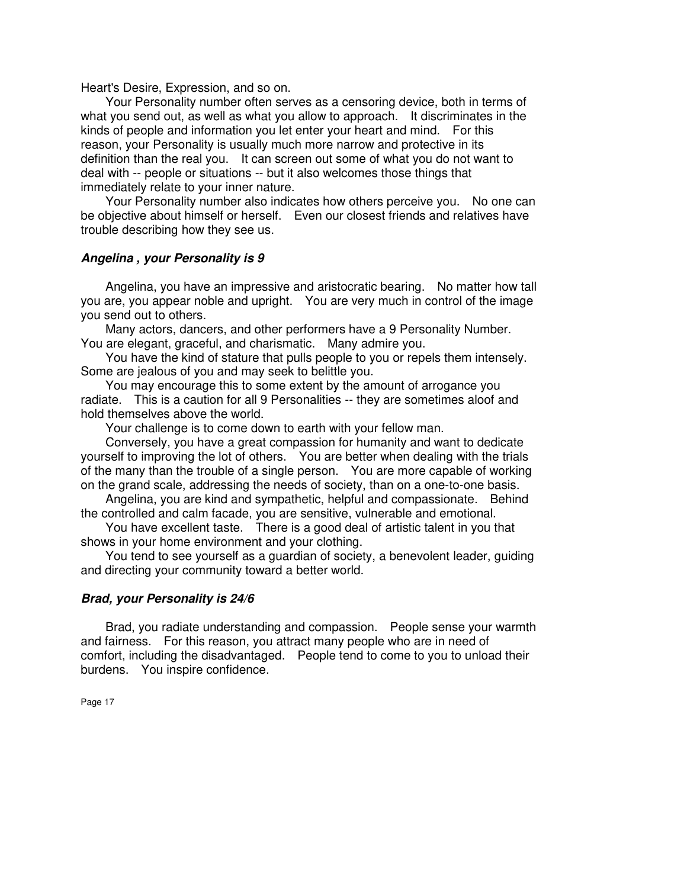Heart's Desire, Expression, and so on.

Your Personality number often serves as a censoring device, both in terms of what you send out, as well as what you allow to approach. It discriminates in the kinds of people and information you let enter your heart and mind. For this reason, your Personality is usually much more narrow and protective in its definition than the real you. It can screen out some of what you do not want to deal with -- people or situations -- but it also welcomes those things that immediately relate to your inner nature.

Your Personality number also indicates how others perceive you. No one can be objective about himself or herself. Even our closest friends and relatives have trouble describing how they see us.

### ***Angelina , your Personality is 9***

Angelina, you have an impressive and aristocratic bearing. No matter how tall you are, you appear noble and upright. You are very much in control of the image you send out to others.

Many actors, dancers, and other performers have a 9 Personality Number. You are elegant, graceful, and charismatic. Many admire you.

You have the kind of stature that pulls people to you or repels them intensely. Some are jealous of you and may seek to belittle you.

You may encourage this to some extent by the amount of arrogance you radiate. This is a caution for all 9 Personalities -- they are sometimes aloof and hold themselves above the world.

Your challenge is to come down to earth with your fellow man.

Conversely, you have a great compassion for humanity and want to dedicate yourself to improving the lot of others. You are better when dealing with the trials of the many than the trouble of a single person. You are more capable of working on the grand scale, addressing the needs of society, than on a one-to-one basis.

Angelina, you are kind and sympathetic, helpful and compassionate. Behind the controlled and calm facade, you are sensitive, vulnerable and emotional.

You have excellent taste. There is a good deal of artistic talent in you that shows in your home environment and your clothing.

You tend to see yourself as a guardian of society, a benevolent leader, guiding and directing your community toward a better world.

### ***Brad, your Personality is 24/6***

Brad, you radiate understanding and compassion. People sense your warmth and fairness. For this reason, you attract many people who are in need of comfort, including the disadvantaged. People tend to come to you to unload their burdens. You inspire confidence.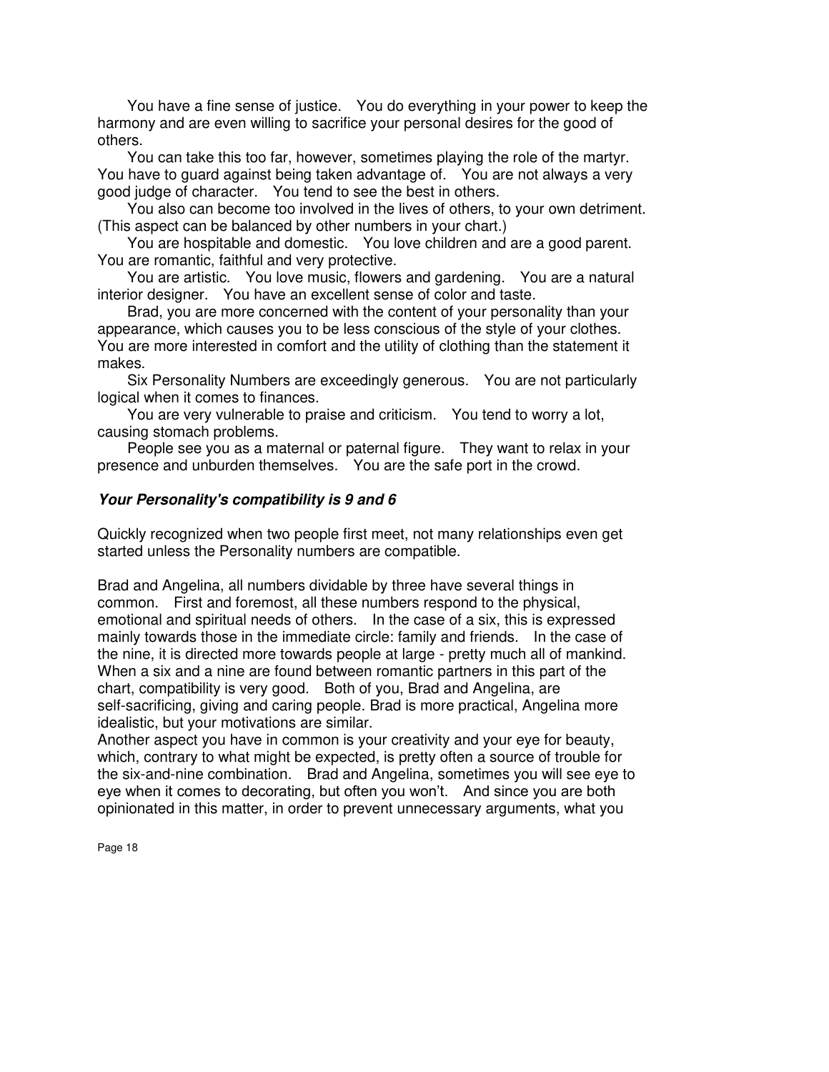You have a fine sense of justice. You do everything in your power to keep the harmony and are even willing to sacrifice your personal desires for the good of others.

You can take this too far, however, sometimes playing the role of the martyr. You have to guard against being taken advantage of. You are not always a very good judge of character. You tend to see the best in others.

You also can become too involved in the lives of others, to your own detriment. (This aspect can be balanced by other numbers in your chart.)

You are hospitable and domestic. You love children and are a good parent. You are romantic, faithful and very protective.

You are artistic. You love music, flowers and gardening. You are a natural interior designer. You have an excellent sense of color and taste.

Brad, you are more concerned with the content of your personality than your appearance, which causes you to be less conscious of the style of your clothes. You are more interested in comfort and the utility of clothing than the statement it makes.

Six Personality Numbers are exceedingly generous. You are not particularly logical when it comes to finances.

You are very vulnerable to praise and criticism. You tend to worry a lot, causing stomach problems.

People see you as a maternal or paternal figure. They want to relax in your presence and unburden themselves. You are the safe port in the crowd.

### ***Your Personality's compatibility is 9 and 6***

Quickly recognized when two people first meet, not many relationships even get started unless the Personality numbers are compatible.

Brad and Angelina, all numbers dividable by three have several things in common. First and foremost, all these numbers respond to the physical, emotional and spiritual needs of others. In the case of a six, this is expressed mainly towards those in the immediate circle: family and friends. In the case of the nine, it is directed more towards people at large - pretty much all of mankind. When a six and a nine are found between romantic partners in this part of the chart, compatibility is very good. Both of you, Brad and Angelina, are self-sacrificing, giving and caring people. Brad is more practical, Angelina more idealistic, but your motivations are similar.

Another aspect you have in common is your creativity and your eye for beauty, which, contrary to what might be expected, is pretty often a source of trouble for the six-and-nine combination. Brad and Angelina, sometimes you will see eye to eye when it comes to decorating, but often you won't. And since you are both opinionated in this matter, in order to prevent unnecessary arguments, what you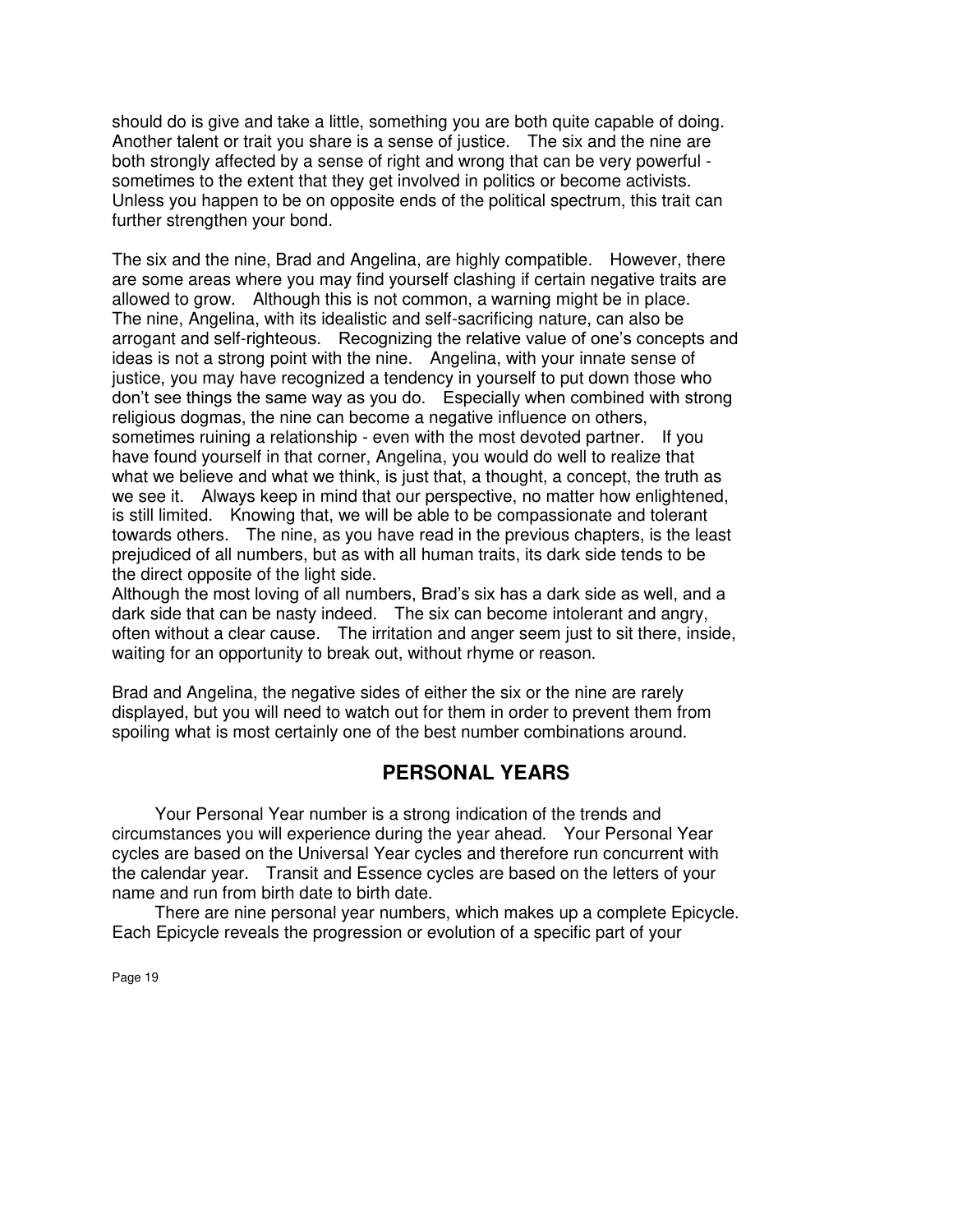should do is give and take a little, something you are both quite capable of doing. Another talent or trait you share is a sense of justice. The six and the nine are both strongly affected by a sense of right and wrong that can be very powerful - sometimes to the extent that they get involved in politics or become activists. Unless you happen to be on opposite ends of the political spectrum, this trait can further strengthen your bond.

The six and the nine, Brad and Angelina, are highly compatible. However, there are some areas where you may find yourself clashing if certain negative traits are allowed to grow. Although this is not common, a warning might be in place. The nine, Angelina, with its idealistic and self-sacrificing nature, can also be arrogant and self-righteous. Recognizing the relative value of one's concepts and ideas is not a strong point with the nine. Angelina, with your innate sense of justice, you may have recognized a tendency in yourself to put down those who don't see things the same way as you do. Especially when combined with strong religious dogmas, the nine can become a negative influence on others, sometimes ruining a relationship - even with the most devoted partner. If you have found yourself in that corner, Angelina, you would do well to realize that what we believe and what we think, is just that, a thought, a concept, the truth as we see it. Always keep in mind that our perspective, no matter how enlightened, is still limited. Knowing that, we will be able to be compassionate and tolerant towards others. The nine, as you have read in the previous chapters, is the least prejudiced of all numbers, but as with all human traits, its dark side tends to be the direct opposite of the light side.

Although the most loving of all numbers, Brad's six has a dark side as well, and a dark side that can be nasty indeed. The six can become intolerant and angry, often without a clear cause. The irritation and anger seem just to sit there, inside, waiting for an opportunity to break out, without rhyme or reason.

Brad and Angelina, the negative sides of either the six or the nine are rarely displayed, but you will need to watch out for them in order to prevent them from spoiling what is most certainly one of the best number combinations around.

## PERSONAL YEARS

Your Personal Year number is a strong indication of the trends and circumstances you will experience during the year ahead. Your Personal Year cycles are based on the Universal Year cycles and therefore run concurrent with the calendar year. Transit and Essence cycles are based on the letters of your name and run from birth date to birth date.

There are nine personal year numbers, which makes up a complete Epicycle. Each Epicycle reveals the progression or evolution of a specific part of your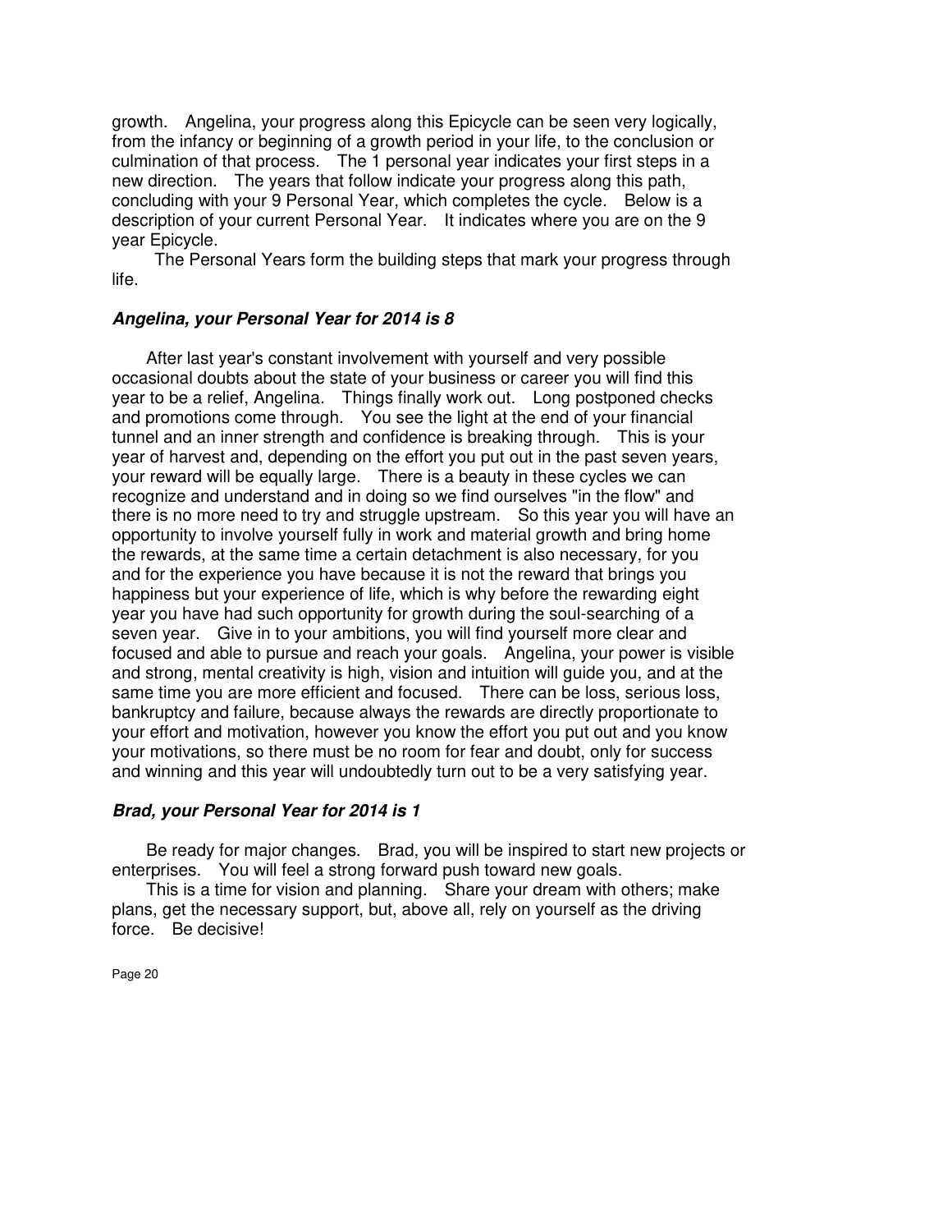growth. Angelina, your progress along this Epicycle can be seen very logically, from the infancy or beginning of a growth period in your life, to the conclusion or culmination of that process. The 1 personal year indicates your first steps in a new direction. The years that follow indicate your progress along this path, concluding with your 9 Personal Year, which completes the cycle. Below is a description of your current Personal Year. It indicates where you are on the 9 year Epicycle.

The Personal Years form the building steps that mark your progress through life.

### ***Angelina, your Personal Year for 2014 is 8***

After last year's constant involvement with yourself and very possible occasional doubts about the state of your business or career you will find this year to be a relief, Angelina. Things finally work out. Long postponed checks and promotions come through. You see the light at the end of your financial tunnel and an inner strength and confidence is breaking through. This is your year of harvest and, depending on the effort you put out in the past seven years, your reward will be equally large. There is a beauty in these cycles we can recognize and understand and in doing so we find ourselves "in the flow" and there is no more need to try and struggle upstream. So this year you will have an opportunity to involve yourself fully in work and material growth and bring home the rewards, at the same time a certain detachment is also necessary, for you and for the experience you have because it is not the reward that brings you happiness but your experience of life, which is why before the rewarding eight year you have had such opportunity for growth during the soul-searching of a seven year. Give in to your ambitions, you will find yourself more clear and focused and able to pursue and reach your goals. Angelina, your power is visible and strong, mental creativity is high, vision and intuition will guide you, and at the same time you are more efficient and focused. There can be loss, serious loss, bankruptcy and failure, because always the rewards are directly proportionate to your effort and motivation, however you know the effort you put out and you know your motivations, so there must be no room for fear and doubt, only for success and winning and this year will undoubtedly turn out to be a very satisfying year.

### ***Brad, your Personal Year for 2014 is 1***

Be ready for major changes. Brad, you will be inspired to start new projects or enterprises. You will feel a strong forward push toward new goals.

This is a time for vision and planning. Share your dream with others; make plans, get the necessary support, but, above all, rely on yourself as the driving force. Be decisive!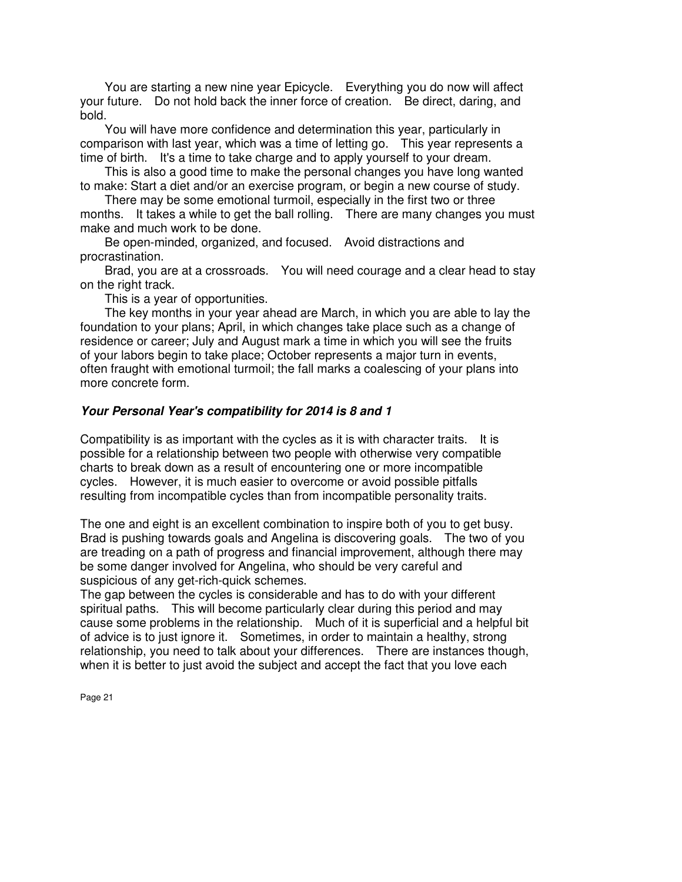You are starting a new nine year Epicycle. Everything you do now will affect your future. Do not hold back the inner force of creation. Be direct, daring, and bold.

You will have more confidence and determination this year, particularly in comparison with last year, which was a time of letting go. This year represents a time of birth. It's a time to take charge and to apply yourself to your dream.

This is also a good time to make the personal changes you have long wanted to make: Start a diet and/or an exercise program, or begin a new course of study.

There may be some emotional turmoil, especially in the first two or three months. It takes a while to get the ball rolling. There are many changes you must make and much work to be done.

Be open-minded, organized, and focused. Avoid distractions and procrastination.

Brad, you are at a crossroads. You will need courage and a clear head to stay on the right track.

This is a year of opportunities.

The key months in your year ahead are March, in which you are able to lay the foundation to your plans; April, in which changes take place such as a change of residence or career; July and August mark a time in which you will see the fruits of your labors begin to take place; October represents a major turn in events, often fraught with emotional turmoil; the fall marks a coalescing of your plans into more concrete form.

### ***Your Personal Year's compatibility for 2014 is 8 and 1***

Compatibility is as important with the cycles as it is with character traits. It is possible for a relationship between two people with otherwise very compatible charts to break down as a result of encountering one or more incompatible cycles. However, it is much easier to overcome or avoid possible pitfalls resulting from incompatible cycles than from incompatible personality traits.

The one and eight is an excellent combination to inspire both of you to get busy. Brad is pushing towards goals and Angelina is discovering goals. The two of you are treading on a path of progress and financial improvement, although there may be some danger involved for Angelina, who should be very careful and suspicious of any get-rich-quick schemes.
The gap between the cycles is considerable and has to do with your different spiritual paths. This will become particularly clear during this period and may cause some problems in the relationship. Much of it is superficial and a helpful bit of advice is to just ignore it. Sometimes, in order to maintain a healthy, strong relationship, you need to talk about your differences. There are instances though, when it is better to just avoid the subject and accept the fact that you love each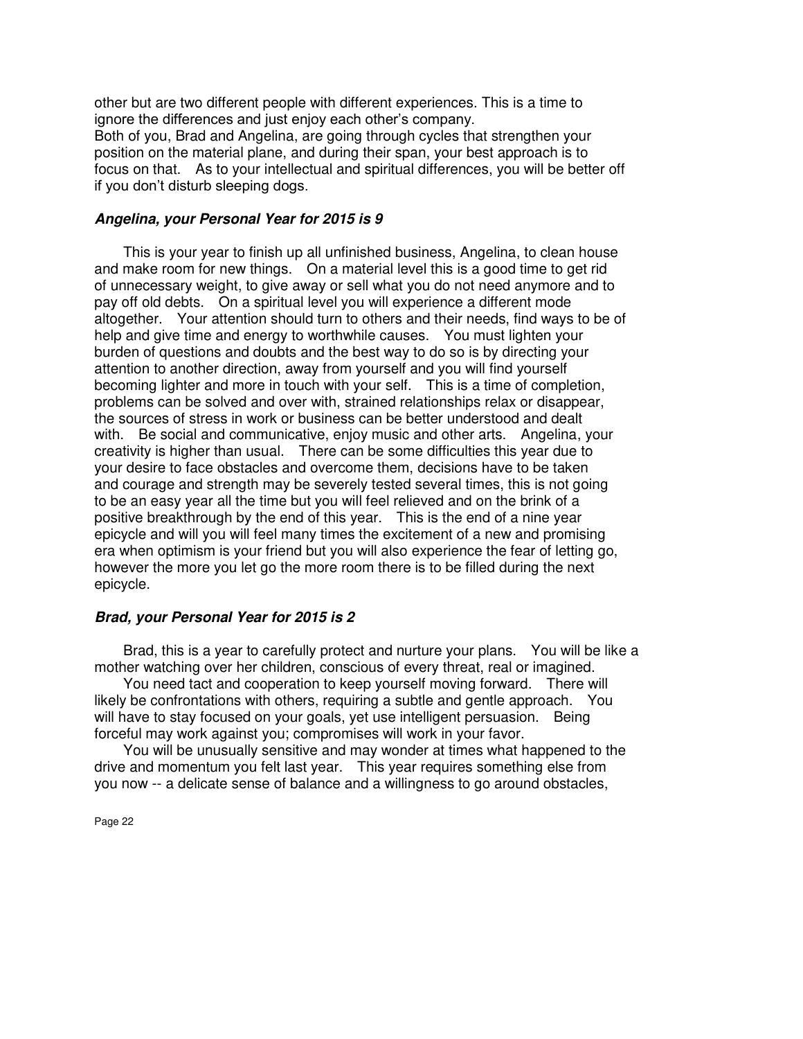other but are two different people with different experiences. This is a time to ignore the differences and just enjoy each other's company.
Both of you, Brad and Angelina, are going through cycles that strengthen your position on the material plane, and during their span, your best approach is to focus on that. As to your intellectual and spiritual differences, you will be better off if you don't disturb sleeping dogs.

### ***Angelina, your Personal Year for 2015 is 9***

This is your year to finish up all unfinished business, Angelina, to clean house and make room for new things. On a material level this is a good time to get rid of unnecessary weight, to give away or sell what you do not need anymore and to pay off old debts. On a spiritual level you will experience a different mode altogether. Your attention should turn to others and their needs, find ways to be of help and give time and energy to worthwhile causes. You must lighten your burden of questions and doubts and the best way to do so is by directing your attention to another direction, away from yourself and you will find yourself becoming lighter and more in touch with your self. This is a time of completion, problems can be solved and over with, strained relationships relax or disappear, the sources of stress in work or business can be better understood and dealt with. Be social and communicative, enjoy music and other arts. Angelina, your creativity is higher than usual. There can be some difficulties this year due to your desire to face obstacles and overcome them, decisions have to be taken and courage and strength may be severely tested several times, this is not going to be an easy year all the time but you will feel relieved and on the brink of a positive breakthrough by the end of this year. This is the end of a nine year epicycle and will you will feel many times the excitement of a new and promising era when optimism is your friend but you will also experience the fear of letting go, however the more you let go the more room there is to be filled during the next epicycle.

### ***Brad, your Personal Year for 2015 is 2***

Brad, this is a year to carefully protect and nurture your plans. You will be like a mother watching over her children, conscious of every threat, real or imagined.

You need tact and cooperation to keep yourself moving forward. There will likely be confrontations with others, requiring a subtle and gentle approach. You will have to stay focused on your goals, yet use intelligent persuasion. Being forceful may work against you; compromises will work in your favor.

You will be unusually sensitive and may wonder at times what happened to the drive and momentum you felt last year. This year requires something else from you now -- a delicate sense of balance and a willingness to go around obstacles,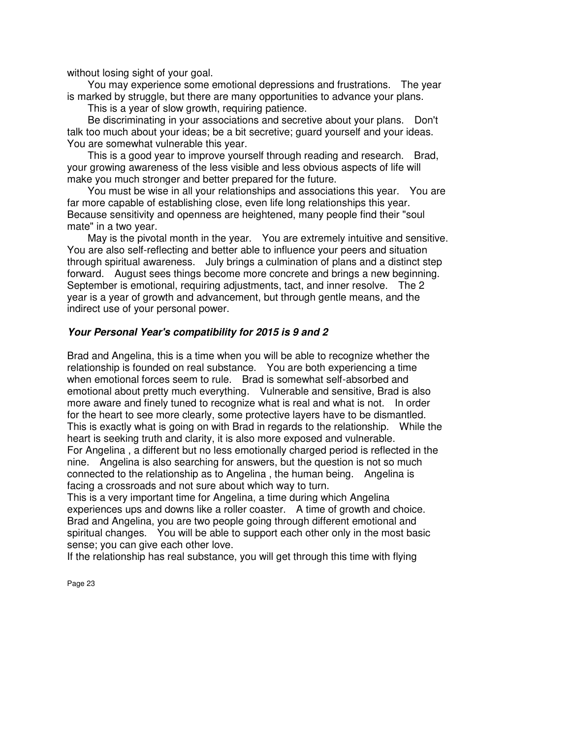without losing sight of your goal.

You may experience some emotional depressions and frustrations. The year is marked by struggle, but there are many opportunities to advance your plans.

This is a year of slow growth, requiring patience.

Be discriminating in your associations and secretive about your plans. Don't talk too much about your ideas; be a bit secretive; guard yourself and your ideas. You are somewhat vulnerable this year.

This is a good year to improve yourself through reading and research. Brad, your growing awareness of the less visible and less obvious aspects of life will make you much stronger and better prepared for the future.

You must be wise in all your relationships and associations this year. You are far more capable of establishing close, even life long relationships this year. Because sensitivity and openness are heightened, many people find their "soul mate" in a two year.

May is the pivotal month in the year. You are extremely intuitive and sensitive. You are also self-reflecting and better able to influence your peers and situation through spiritual awareness. July brings a culmination of plans and a distinct step forward. August sees things become more concrete and brings a new beginning. September is emotional, requiring adjustments, tact, and inner resolve. The 2 year is a year of growth and advancement, but through gentle means, and the indirect use of your personal power.

### ***Your Personal Year's compatibility for 2015 is 9 and 2***

Brad and Angelina, this is a time when you will be able to recognize whether the relationship is founded on real substance. You are both experiencing a time when emotional forces seem to rule. Brad is somewhat self-absorbed and emotional about pretty much everything. Vulnerable and sensitive, Brad is also more aware and finely tuned to recognize what is real and what is not. In order for the heart to see more clearly, some protective layers have to be dismantled. This is exactly what is going on with Brad in regards to the relationship. While the heart is seeking truth and clarity, it is also more exposed and vulnerable.
For Angelina , a different but no less emotionally charged period is reflected in the nine. Angelina is also searching for answers, but the question is not so much connected to the relationship as to Angelina , the human being. Angelina is facing a crossroads and not sure about which way to turn.
This is a very important time for Angelina, a time during which Angelina experiences ups and downs like a roller coaster. A time of growth and choice.
Brad and Angelina, you are two people going through different emotional and spiritual changes. You will be able to support each other only in the most basic sense; you can give each other love.
If the relationship has real substance, you will get through this time with flying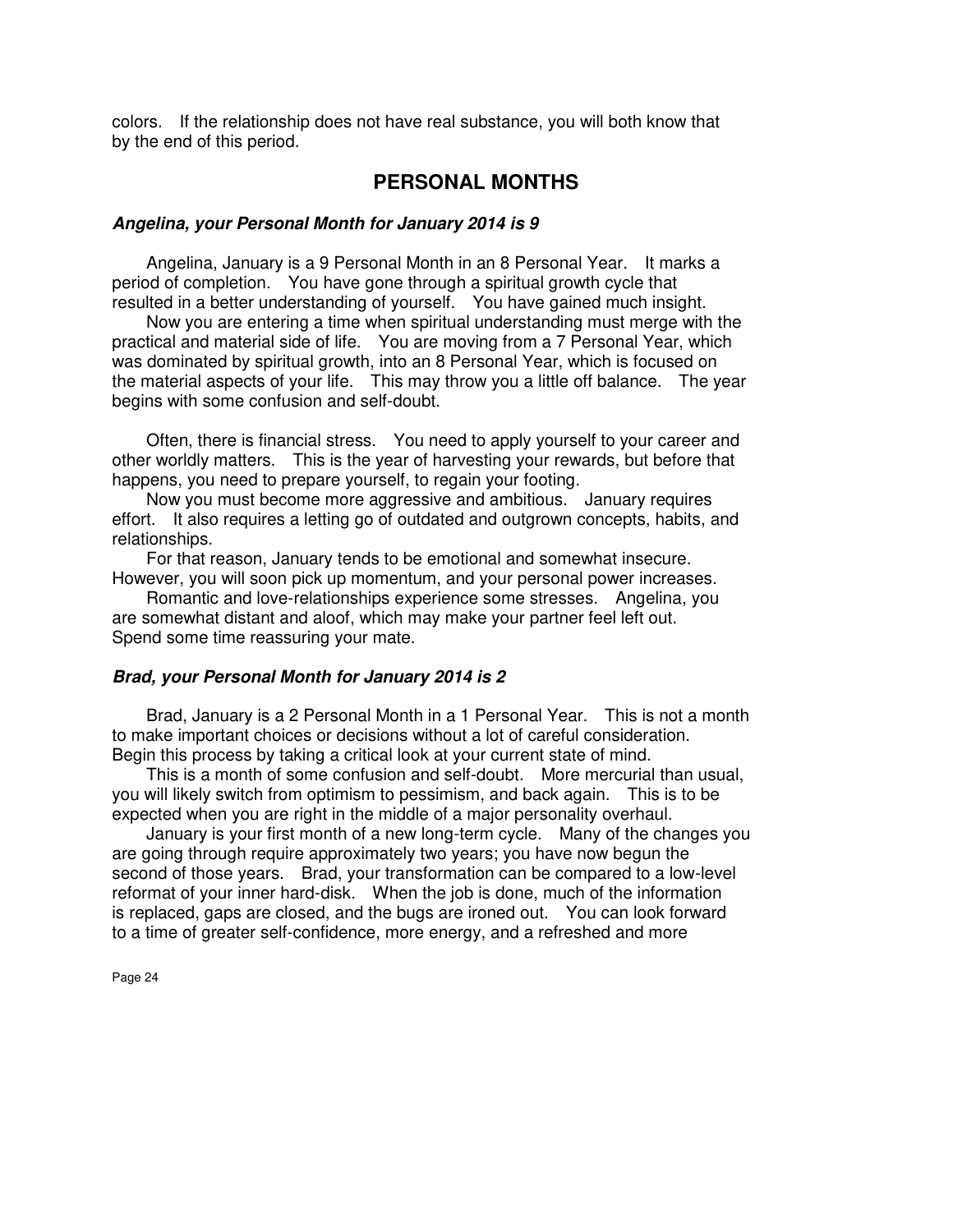colors. If the relationship does not have real substance, you will both know that by the end of this period.

## PERSONAL MONTHS

### *Angelina, your Personal Month for January 2014 is 9*

Angelina, January is a 9 Personal Month in an 8 Personal Year. It marks a period of completion. You have gone through a spiritual growth cycle that resulted in a better understanding of yourself. You have gained much insight.

Now you are entering a time when spiritual understanding must merge with the practical and material side of life. You are moving from a 7 Personal Year, which was dominated by spiritual growth, into an 8 Personal Year, which is focused on the material aspects of your life. This may throw you a little off balance. The year begins with some confusion and self-doubt.

Often, there is financial stress. You need to apply yourself to your career and other worldly matters. This is the year of harvesting your rewards, but before that happens, you need to prepare yourself, to regain your footing.

Now you must become more aggressive and ambitious. January requires effort. It also requires a letting go of outdated and outgrown concepts, habits, and relationships.

For that reason, January tends to be emotional and somewhat insecure. However, you will soon pick up momentum, and your personal power increases.

Romantic and love-relationships experience some stresses. Angelina, you are somewhat distant and aloof, which may make your partner feel left out. Spend some time reassuring your mate.

### *Brad, your Personal Month for January 2014 is 2*

Brad, January is a 2 Personal Month in a 1 Personal Year. This is not a month to make important choices or decisions without a lot of careful consideration. Begin this process by taking a critical look at your current state of mind.

This is a month of some confusion and self-doubt. More mercurial than usual, you will likely switch from optimism to pessimism, and back again. This is to be expected when you are right in the middle of a major personality overhaul.

January is your first month of a new long-term cycle. Many of the changes you are going through require approximately two years; you have now begun the second of those years. Brad, your transformation can be compared to a low-level reformat of your inner hard-disk. When the job is done, much of the information is replaced, gaps are closed, and the bugs are ironed out. You can look forward to a time of greater self-confidence, more energy, and a refreshed and more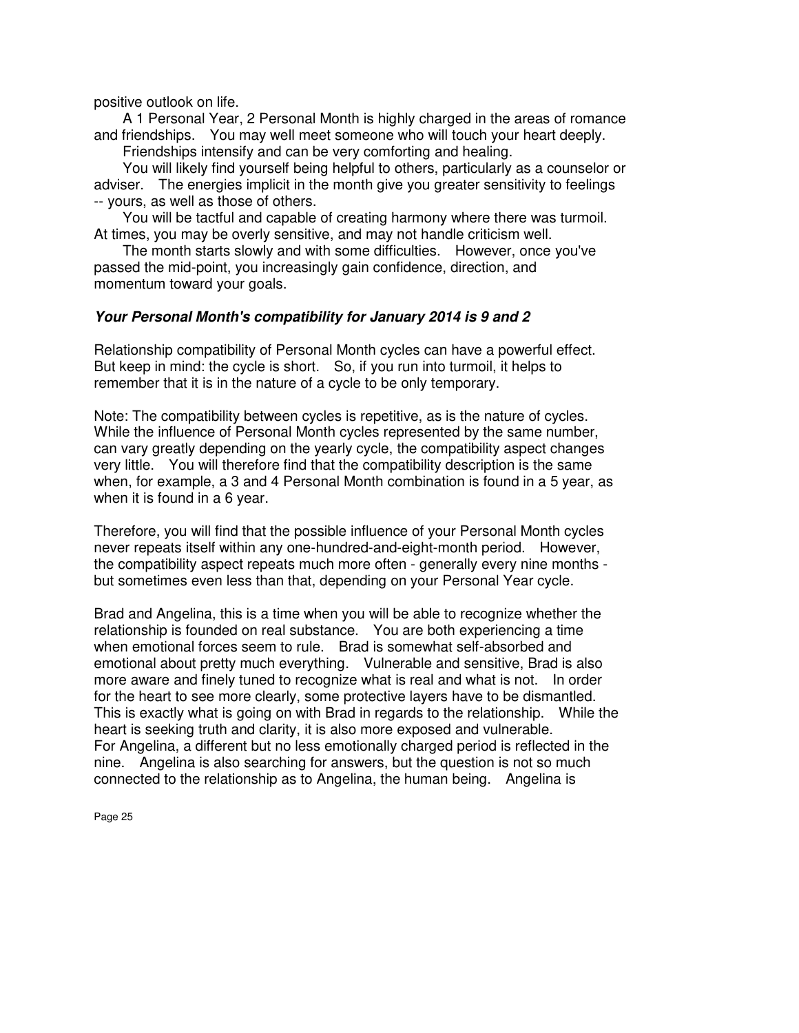positive outlook on life.

A 1 Personal Year, 2 Personal Month is highly charged in the areas of romance and friendships. You may well meet someone who will touch your heart deeply.

Friendships intensify and can be very comforting and healing.

You will likely find yourself being helpful to others, particularly as a counselor or adviser. The energies implicit in the month give you greater sensitivity to feelings -- yours, as well as those of others.

You will be tactful and capable of creating harmony where there was turmoil. At times, you may be overly sensitive, and may not handle criticism well.

The month starts slowly and with some difficulties. However, once you've passed the mid-point, you increasingly gain confidence, direction, and momentum toward your goals.

### ***Your Personal Month's compatibility for January 2014 is 9 and 2***

Relationship compatibility of Personal Month cycles can have a powerful effect. But keep in mind: the cycle is short. So, if you run into turmoil, it helps to remember that it is in the nature of a cycle to be only temporary.

Note: The compatibility between cycles is repetitive, as is the nature of cycles. While the influence of Personal Month cycles represented by the same number, can vary greatly depending on the yearly cycle, the compatibility aspect changes very little. You will therefore find that the compatibility description is the same when, for example, a 3 and 4 Personal Month combination is found in a 5 year, as when it is found in a 6 year.

Therefore, you will find that the possible influence of your Personal Month cycles never repeats itself within any one-hundred-and-eight-month period. However, the compatibility aspect repeats much more often - generally every nine months - but sometimes even less than that, depending on your Personal Year cycle.

Brad and Angelina, this is a time when you will be able to recognize whether the relationship is founded on real substance. You are both experiencing a time when emotional forces seem to rule. Brad is somewhat self-absorbed and emotional about pretty much everything. Vulnerable and sensitive, Brad is also more aware and finely tuned to recognize what is real and what is not. In order for the heart to see more clearly, some protective layers have to be dismantled. This is exactly what is going on with Brad in regards to the relationship. While the heart is seeking truth and clarity, it is also more exposed and vulnerable.
For Angelina, a different but no less emotionally charged period is reflected in the nine. Angelina is also searching for answers, but the question is not so much connected to the relationship as to Angelina, the human being. Angelina is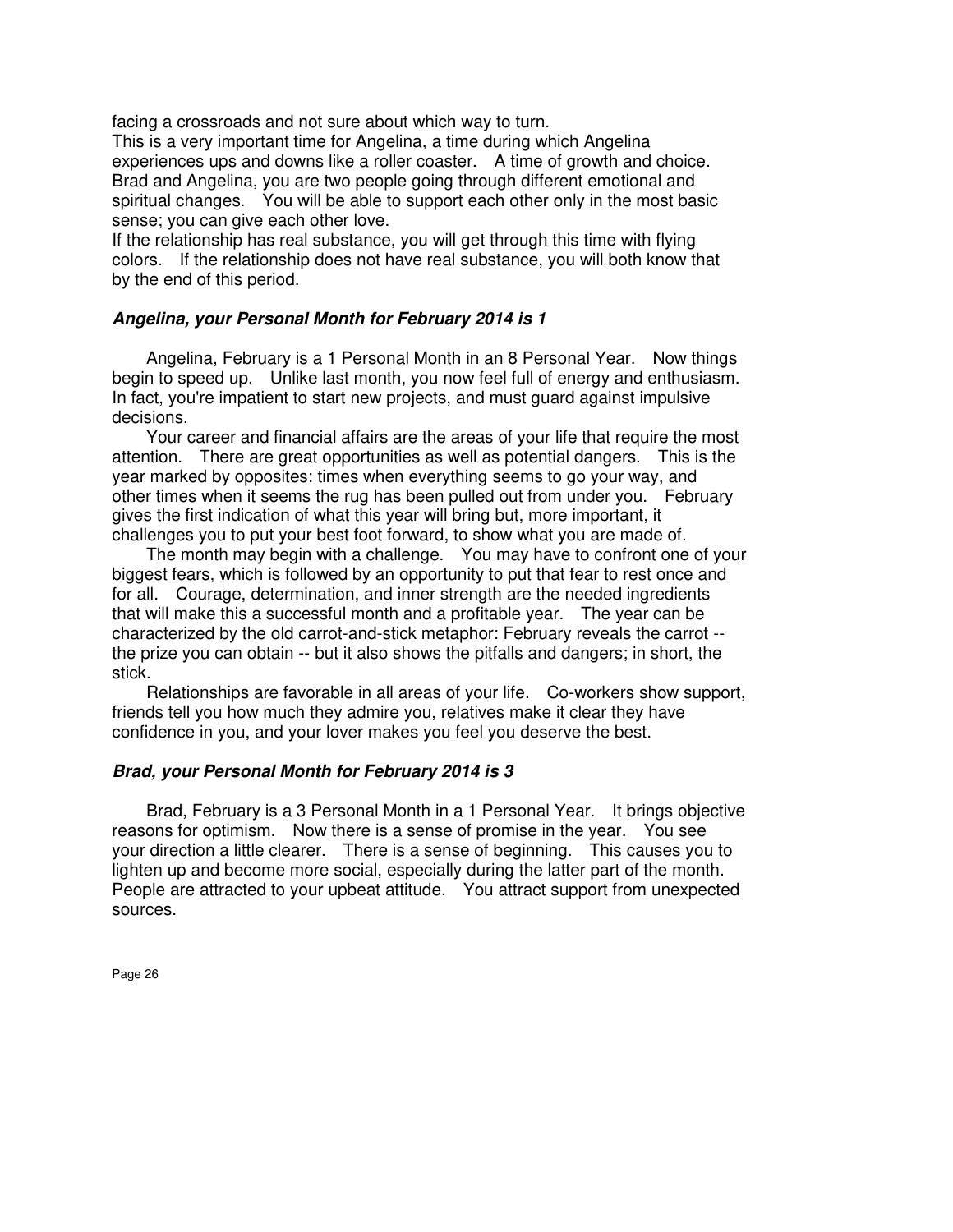facing a crossroads and not sure about which way to turn.

This is a very important time for Angelina, a time during which Angelina experiences ups and downs like a roller coaster. A time of growth and choice. Brad and Angelina, you are two people going through different emotional and spiritual changes. You will be able to support each other only in the most basic sense; you can give each other love.

If the relationship has real substance, you will get through this time with flying colors. If the relationship does not have real substance, you will both know that by the end of this period.

### *Angelina, your Personal Month for February 2014 is 1*

Angelina, February is a 1 Personal Month in an 8 Personal Year. Now things begin to speed up. Unlike last month, you now feel full of energy and enthusiasm. In fact, you're impatient to start new projects, and must guard against impulsive decisions.

Your career and financial affairs are the areas of your life that require the most attention. There are great opportunities as well as potential dangers. This is the year marked by opposites: times when everything seems to go your way, and other times when it seems the rug has been pulled out from under you. February gives the first indication of what this year will bring but, more important, it challenges you to put your best foot forward, to show what you are made of.

The month may begin with a challenge. You may have to confront one of your biggest fears, which is followed by an opportunity to put that fear to rest once and for all. Courage, determination, and inner strength are the needed ingredients that will make this a successful month and a profitable year. The year can be characterized by the old carrot-and-stick metaphor: February reveals the carrot -- the prize you can obtain -- but it also shows the pitfalls and dangers; in short, the stick.

Relationships are favorable in all areas of your life. Co-workers show support, friends tell you how much they admire you, relatives make it clear they have confidence in you, and your lover makes you feel you deserve the best.

### *Brad, your Personal Month for February 2014 is 3*

Brad, February is a 3 Personal Month in a 1 Personal Year. It brings objective reasons for optimism. Now there is a sense of promise in the year. You see your direction a little clearer. There is a sense of beginning. This causes you to lighten up and become more social, especially during the latter part of the month. People are attracted to your upbeat attitude. You attract support from unexpected sources.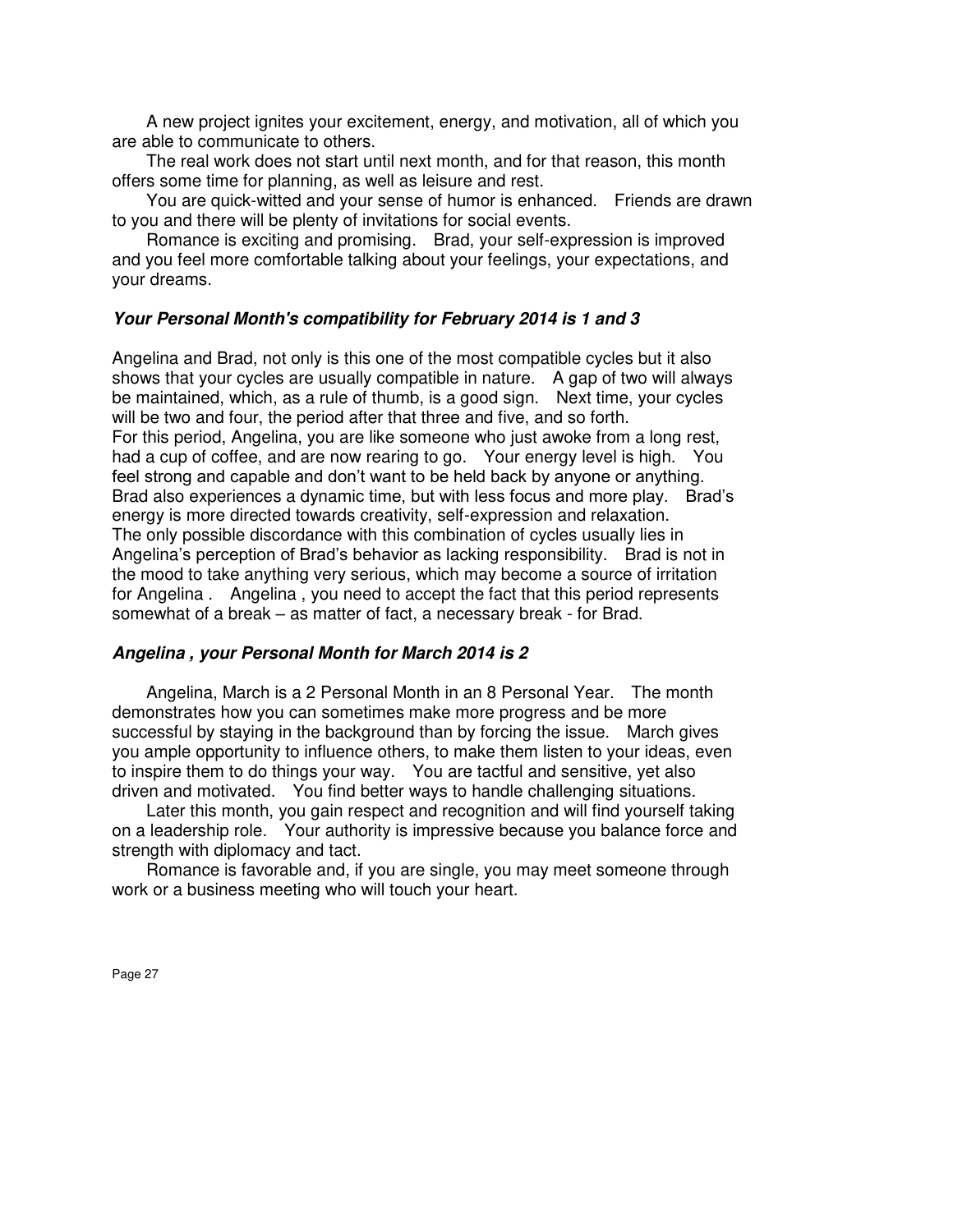A new project ignites your excitement, energy, and motivation, all of which you are able to communicate to others.

The real work does not start until next month, and for that reason, this month offers some time for planning, as well as leisure and rest.

You are quick-witted and your sense of humor is enhanced. Friends are drawn to you and there will be plenty of invitations for social events.

Romance is exciting and promising. Brad, your self-expression is improved and you feel more comfortable talking about your feelings, your expectations, and your dreams.

### ***Your Personal Month's compatibility for February 2014 is 1 and 3***

Angelina and Brad, not only is this one of the most compatible cycles but it also shows that your cycles are usually compatible in nature. A gap of two will always be maintained, which, as a rule of thumb, is a good sign. Next time, your cycles will be two and four, the period after that three and five, and so forth.
For this period, Angelina, you are like someone who just awoke from a long rest, had a cup of coffee, and are now rearing to go. Your energy level is high. You feel strong and capable and don't want to be held back by anyone or anything. Brad also experiences a dynamic time, but with less focus and more play. Brad's energy is more directed towards creativity, self-expression and relaxation.
The only possible discordance with this combination of cycles usually lies in Angelina's perception of Brad's behavior as lacking responsibility. Brad is not in the mood to take anything very serious, which may become a source of irritation for Angelina . Angelina , you need to accept the fact that this period represents somewhat of a break – as matter of fact, a necessary break - for Brad.

### ***Angelina , your Personal Month for March 2014 is 2***

Angelina, March is a 2 Personal Month in an 8 Personal Year. The month demonstrates how you can sometimes make more progress and be more successful by staying in the background than by forcing the issue. March gives you ample opportunity to influence others, to make them listen to your ideas, even to inspire them to do things your way. You are tactful and sensitive, yet also driven and motivated. You find better ways to handle challenging situations.

Later this month, you gain respect and recognition and will find yourself taking on a leadership role. Your authority is impressive because you balance force and strength with diplomacy and tact.

Romance is favorable and, if you are single, you may meet someone through work or a business meeting who will touch your heart.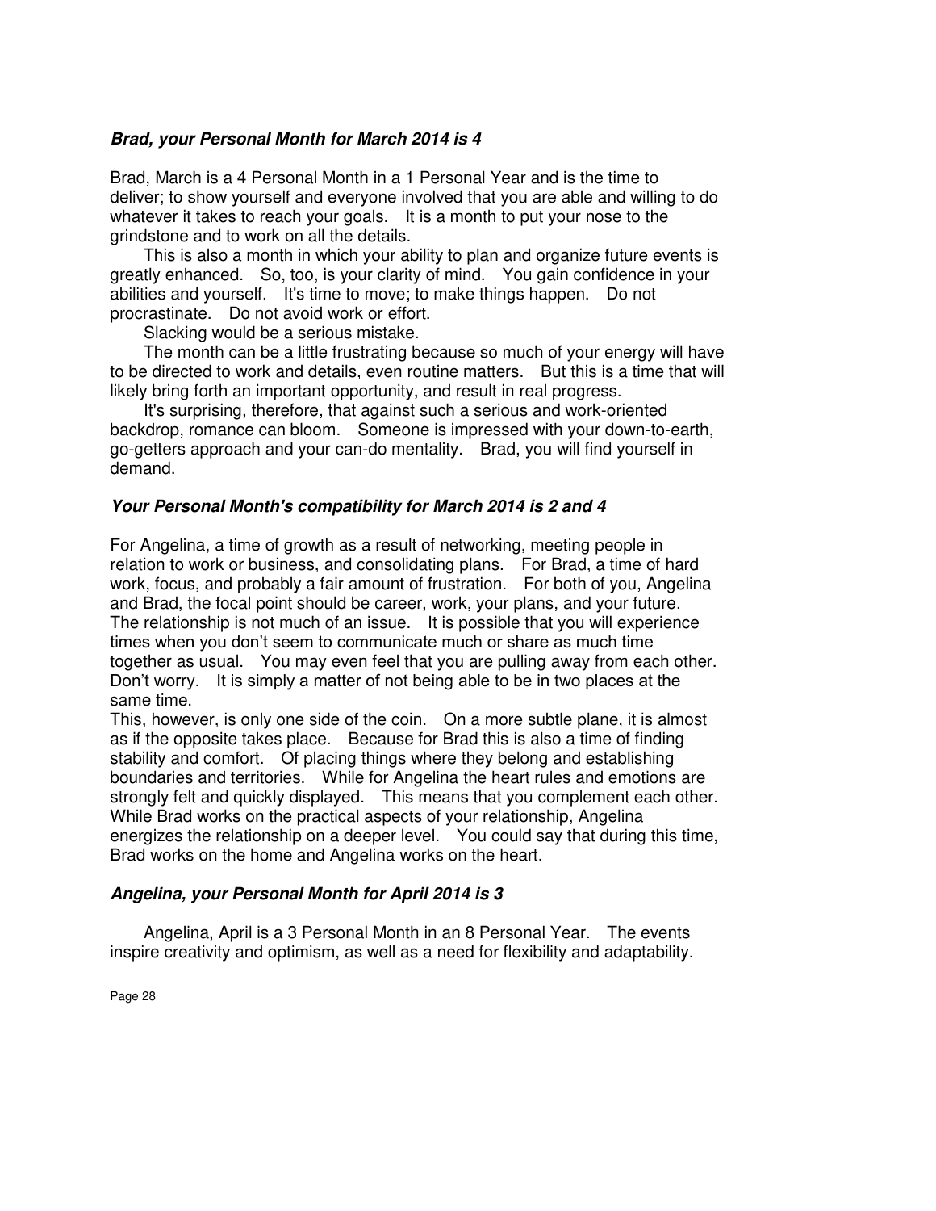### ***Brad, your Personal Month for March 2014 is 4***

Brad, March is a 4 Personal Month in a 1 Personal Year and is the time to deliver; to show yourself and everyone involved that you are able and willing to do whatever it takes to reach your goals. It is a month to put your nose to the grindstone and to work on all the details.

This is also a month in which your ability to plan and organize future events is greatly enhanced. So, too, is your clarity of mind. You gain confidence in your abilities and yourself. It's time to move; to make things happen. Do not procrastinate. Do not avoid work or effort.

Slacking would be a serious mistake.

The month can be a little frustrating because so much of your energy will have to be directed to work and details, even routine matters. But this is a time that will likely bring forth an important opportunity, and result in real progress.

It's surprising, therefore, that against such a serious and work-oriented backdrop, romance can bloom. Someone is impressed with your down-to-earth, go-getters approach and your can-do mentality. Brad, you will find yourself in demand.

### ***Your Personal Month's compatibility for March 2014 is 2 and 4***

For Angelina, a time of growth as a result of networking, meeting people in relation to work or business, and consolidating plans. For Brad, a time of hard work, focus, and probably a fair amount of frustration. For both of you, Angelina and Brad, the focal point should be career, work, your plans, and your future. The relationship is not much of an issue. It is possible that you will experience times when you don't seem to communicate much or share as much time together as usual. You may even feel that you are pulling away from each other. Don't worry. It is simply a matter of not being able to be in two places at the same time.

This, however, is only one side of the coin. On a more subtle plane, it is almost as if the opposite takes place. Because for Brad this is also a time of finding stability and comfort. Of placing things where they belong and establishing boundaries and territories. While for Angelina the heart rules and emotions are strongly felt and quickly displayed. This means that you complement each other. While Brad works on the practical aspects of your relationship, Angelina energizes the relationship on a deeper level. You could say that during this time, Brad works on the home and Angelina works on the heart.

### ***Angelina, your Personal Month for April 2014 is 3***

Angelina, April is a 3 Personal Month in an 8 Personal Year. The events inspire creativity and optimism, as well as a need for flexibility and adaptability.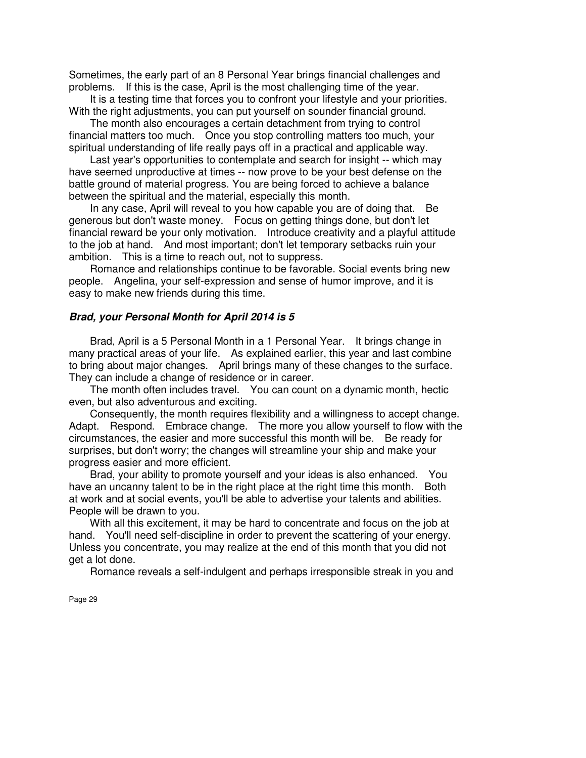Sometimes, the early part of an 8 Personal Year brings financial challenges and problems. If this is the case, April is the most challenging time of the year.

It is a testing time that forces you to confront your lifestyle and your priorities. With the right adjustments, you can put yourself on sounder financial ground.

The month also encourages a certain detachment from trying to control financial matters too much. Once you stop controlling matters too much, your spiritual understanding of life really pays off in a practical and applicable way.

Last year's opportunities to contemplate and search for insight -- which may have seemed unproductive at times -- now prove to be your best defense on the battle ground of material progress. You are being forced to achieve a balance between the spiritual and the material, especially this month.

In any case, April will reveal to you how capable you are of doing that. Be generous but don't waste money. Focus on getting things done, but don't let financial reward be your only motivation. Introduce creativity and a playful attitude to the job at hand. And most important; don't let temporary setbacks ruin your ambition. This is a time to reach out, not to suppress.

Romance and relationships continue to be favorable. Social events bring new people. Angelina, your self-expression and sense of humor improve, and it is easy to make new friends during this time.

### *Brad, your Personal Month for April 2014 is 5*

Brad, April is a 5 Personal Month in a 1 Personal Year. It brings change in many practical areas of your life. As explained earlier, this year and last combine to bring about major changes. April brings many of these changes to the surface. They can include a change of residence or in career.

The month often includes travel. You can count on a dynamic month, hectic even, but also adventurous and exciting.

Consequently, the month requires flexibility and a willingness to accept change. Adapt. Respond. Embrace change. The more you allow yourself to flow with the circumstances, the easier and more successful this month will be. Be ready for surprises, but don't worry; the changes will streamline your ship and make your progress easier and more efficient.

Brad, your ability to promote yourself and your ideas is also enhanced. You have an uncanny talent to be in the right place at the right time this month. Both at work and at social events, you'll be able to advertise your talents and abilities. People will be drawn to you.

With all this excitement, it may be hard to concentrate and focus on the job at hand. You'll need self-discipline in order to prevent the scattering of your energy. Unless you concentrate, you may realize at the end of this month that you did not get a lot done.

Romance reveals a self-indulgent and perhaps irresponsible streak in you and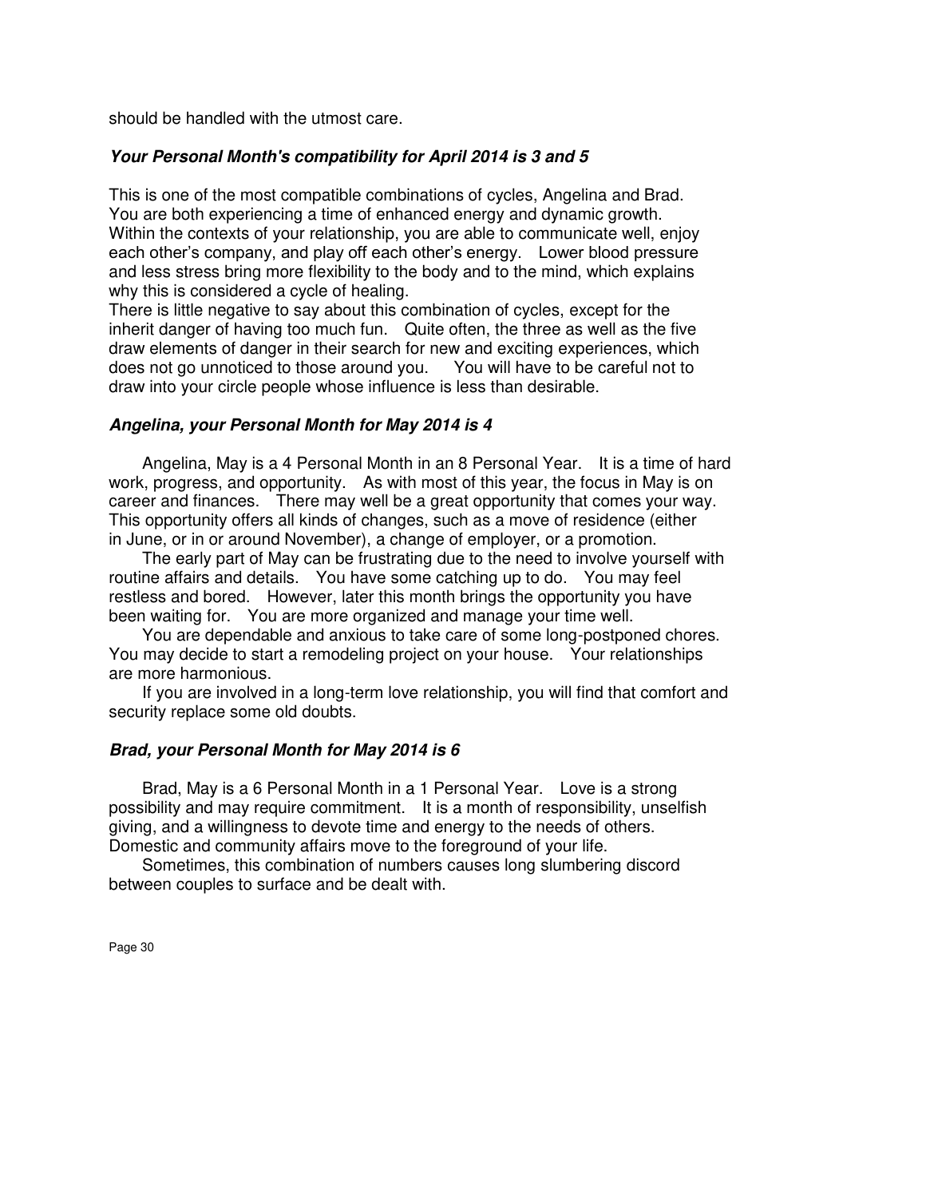should be handled with the utmost care.

### *Your Personal Month's compatibility for April 2014 is 3 and 5*

This is one of the most compatible combinations of cycles, Angelina and Brad. You are both experiencing a time of enhanced energy and dynamic growth. Within the contexts of your relationship, you are able to communicate well, enjoy each other's company, and play off each other's energy. Lower blood pressure and less stress bring more flexibility to the body and to the mind, which explains why this is considered a cycle of healing.
There is little negative to say about this combination of cycles, except for the inherit danger of having too much fun. Quite often, the three as well as the five draw elements of danger in their search for new and exciting experiences, which does not go unnoticed to those around you. You will have to be careful not to draw into your circle people whose influence is less than desirable.

### *Angelina, your Personal Month for May 2014 is 4*

Angelina, May is a 4 Personal Month in an 8 Personal Year. It is a time of hard work, progress, and opportunity. As with most of this year, the focus in May is on career and finances. There may well be a great opportunity that comes your way. This opportunity offers all kinds of changes, such as a move of residence (either in June, or in or around November), a change of employer, or a promotion.

The early part of May can be frustrating due to the need to involve yourself with routine affairs and details. You have some catching up to do. You may feel restless and bored. However, later this month brings the opportunity you have been waiting for. You are more organized and manage your time well.

You are dependable and anxious to take care of some long-postponed chores. You may decide to start a remodeling project on your house. Your relationships are more harmonious.

If you are involved in a long-term love relationship, you will find that comfort and security replace some old doubts.

### *Brad, your Personal Month for May 2014 is 6*

Brad, May is a 6 Personal Month in a 1 Personal Year. Love is a strong possibility and may require commitment. It is a month of responsibility, unselfish giving, and a willingness to devote time and energy to the needs of others. Domestic and community affairs move to the foreground of your life.

Sometimes, this combination of numbers causes long slumbering discord between couples to surface and be dealt with.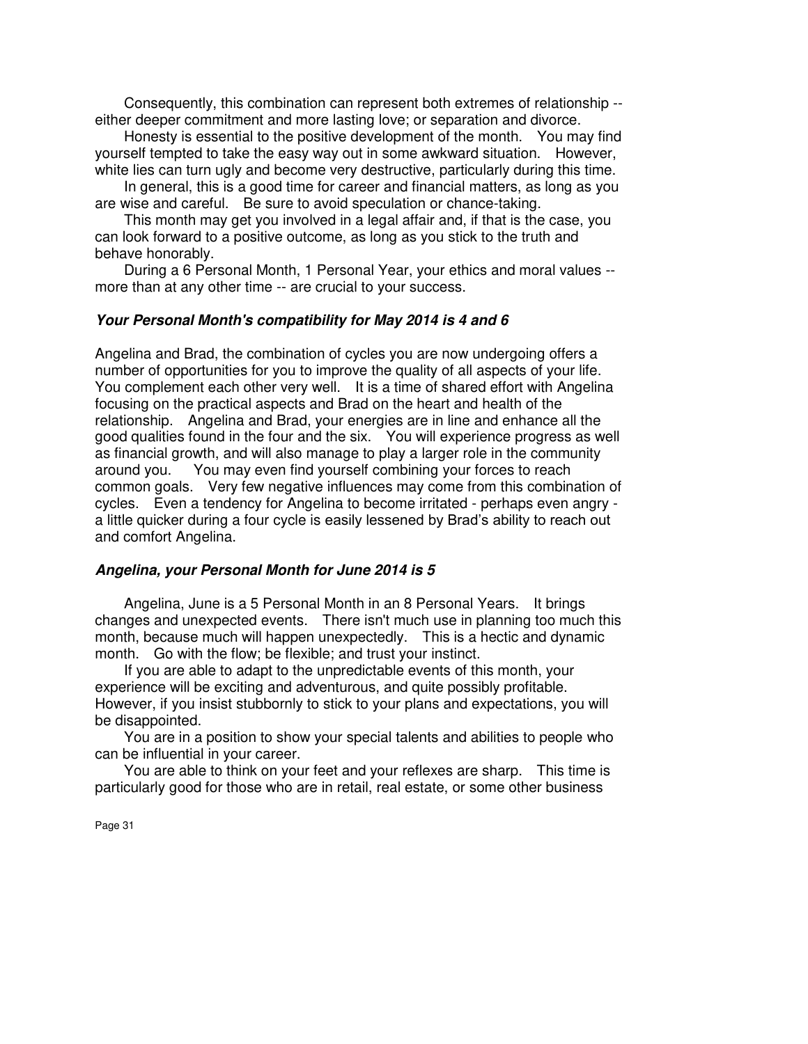Consequently, this combination can represent both extremes of relationship -- either deeper commitment and more lasting love; or separation and divorce.

Honesty is essential to the positive development of the month. You may find yourself tempted to take the easy way out in some awkward situation. However, white lies can turn ugly and become very destructive, particularly during this time.

In general, this is a good time for career and financial matters, as long as you are wise and careful. Be sure to avoid speculation or chance-taking.

This month may get you involved in a legal affair and, if that is the case, you can look forward to a positive outcome, as long as you stick to the truth and behave honorably.

During a 6 Personal Month, 1 Personal Year, your ethics and moral values -- more than at any other time -- are crucial to your success.

### ***Your Personal Month's compatibility for May 2014 is 4 and 6***

Angelina and Brad, the combination of cycles you are now undergoing offers a number of opportunities for you to improve the quality of all aspects of your life. You complement each other very well. It is a time of shared effort with Angelina focusing on the practical aspects and Brad on the heart and health of the relationship. Angelina and Brad, your energies are in line and enhance all the good qualities found in the four and the six. You will experience progress as well as financial growth, and will also manage to play a larger role in the community around you. You may even find yourself combining your forces to reach common goals. Very few negative influences may come from this combination of cycles. Even a tendency for Angelina to become irritated - perhaps even angry - a little quicker during a four cycle is easily lessened by Brad's ability to reach out and comfort Angelina.

### ***Angelina, your Personal Month for June 2014 is 5***

Angelina, June is a 5 Personal Month in an 8 Personal Years. It brings changes and unexpected events. There isn't much use in planning too much this month, because much will happen unexpectedly. This is a hectic and dynamic month. Go with the flow; be flexible; and trust your instinct.

If you are able to adapt to the unpredictable events of this month, your experience will be exciting and adventurous, and quite possibly profitable. However, if you insist stubbornly to stick to your plans and expectations, you will be disappointed.

You are in a position to show your special talents and abilities to people who can be influential in your career.

You are able to think on your feet and your reflexes are sharp. This time is particularly good for those who are in retail, real estate, or some other business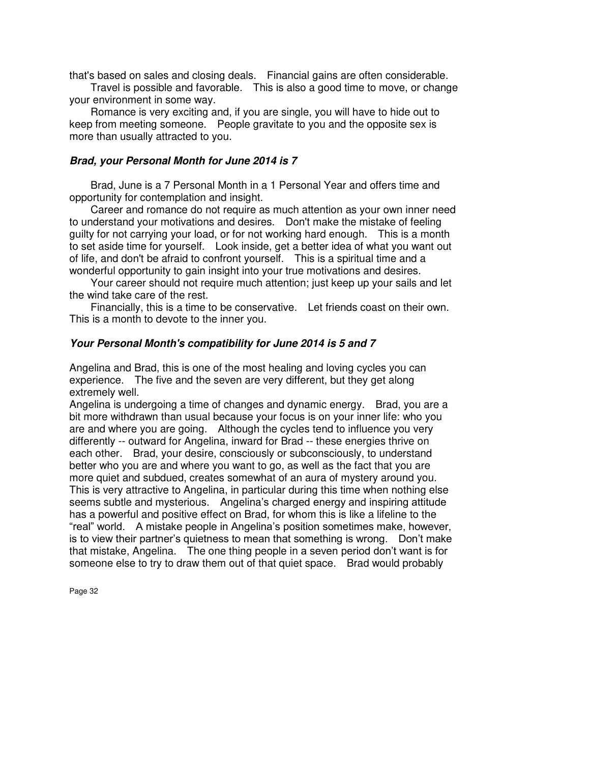that's based on sales and closing deals. Financial gains are often considerable.

Travel is possible and favorable. This is also a good time to move, or change your environment in some way.

Romance is very exciting and, if you are single, you will have to hide out to keep from meeting someone. People gravitate to you and the opposite sex is more than usually attracted to you.

### *Brad, your Personal Month for June 2014 is 7*

Brad, June is a 7 Personal Month in a 1 Personal Year and offers time and opportunity for contemplation and insight.

Career and romance do not require as much attention as your own inner need to understand your motivations and desires. Don't make the mistake of feeling guilty for not carrying your load, or for not working hard enough. This is a month to set aside time for yourself. Look inside, get a better idea of what you want out of life, and don't be afraid to confront yourself. This is a spiritual time and a wonderful opportunity to gain insight into your true motivations and desires.

Your career should not require much attention; just keep up your sails and let the wind take care of the rest.

Financially, this is a time to be conservative. Let friends coast on their own. This is a month to devote to the inner you.

### *Your Personal Month's compatibility for June 2014 is 5 and 7*

Angelina and Brad, this is one of the most healing and loving cycles you can experience. The five and the seven are very different, but they get along extremely well.

Angelina is undergoing a time of changes and dynamic energy. Brad, you are a bit more withdrawn than usual because your focus is on your inner life: who you are and where you are going. Although the cycles tend to influence you very differently -- outward for Angelina, inward for Brad -- these energies thrive on each other. Brad, your desire, consciously or subconsciously, to understand better who you are and where you want to go, as well as the fact that you are more quiet and subdued, creates somewhat of an aura of mystery around you. This is very attractive to Angelina, in particular during this time when nothing else seems subtle and mysterious. Angelina's charged energy and inspiring attitude has a powerful and positive effect on Brad, for whom this is like a lifeline to the "real" world. A mistake people in Angelina's position sometimes make, however, is to view their partner's quietness to mean that something is wrong. Don't make that mistake, Angelina. The one thing people in a seven period don't want is for someone else to try to draw them out of that quiet space. Brad would probably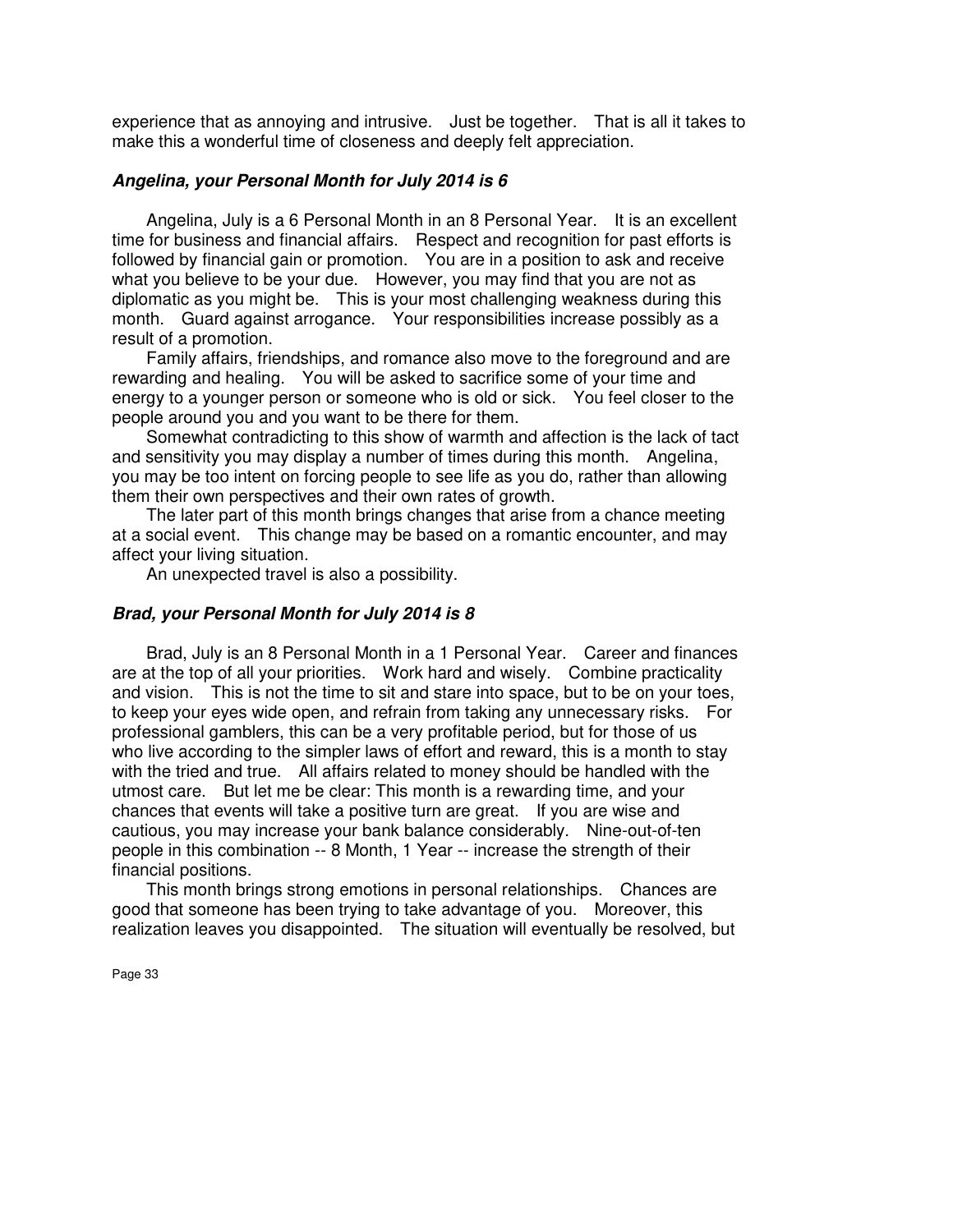experience that as annoying and intrusive. Just be together. That is all it takes to make this a wonderful time of closeness and deeply felt appreciation.

### ***Angelina, your Personal Month for July 2014 is 6***

Angelina, July is a 6 Personal Month in an 8 Personal Year. It is an excellent time for business and financial affairs. Respect and recognition for past efforts is followed by financial gain or promotion. You are in a position to ask and receive what you believe to be your due. However, you may find that you are not as diplomatic as you might be. This is your most challenging weakness during this month. Guard against arrogance. Your responsibilities increase possibly as a result of a promotion.

Family affairs, friendships, and romance also move to the foreground and are rewarding and healing. You will be asked to sacrifice some of your time and energy to a younger person or someone who is old or sick. You feel closer to the people around you and you want to be there for them.

Somewhat contradicting to this show of warmth and affection is the lack of tact and sensitivity you may display a number of times during this month. Angelina, you may be too intent on forcing people to see life as you do, rather than allowing them their own perspectives and their own rates of growth.

The later part of this month brings changes that arise from a chance meeting at a social event. This change may be based on a romantic encounter, and may affect your living situation.

An unexpected travel is also a possibility.

### ***Brad, your Personal Month for July 2014 is 8***

Brad, July is an 8 Personal Month in a 1 Personal Year. Career and finances are at the top of all your priorities. Work hard and wisely. Combine practicality and vision. This is not the time to sit and stare into space, but to be on your toes, to keep your eyes wide open, and refrain from taking any unnecessary risks. For professional gamblers, this can be a very profitable period, but for those of us who live according to the simpler laws of effort and reward, this is a month to stay with the tried and true. All affairs related to money should be handled with the utmost care. But let me be clear: This month is a rewarding time, and your chances that events will take a positive turn are great. If you are wise and cautious, you may increase your bank balance considerably. Nine-out-of-ten people in this combination -- 8 Month, 1 Year -- increase the strength of their financial positions.

This month brings strong emotions in personal relationships. Chances are good that someone has been trying to take advantage of you. Moreover, this realization leaves you disappointed. The situation will eventually be resolved, but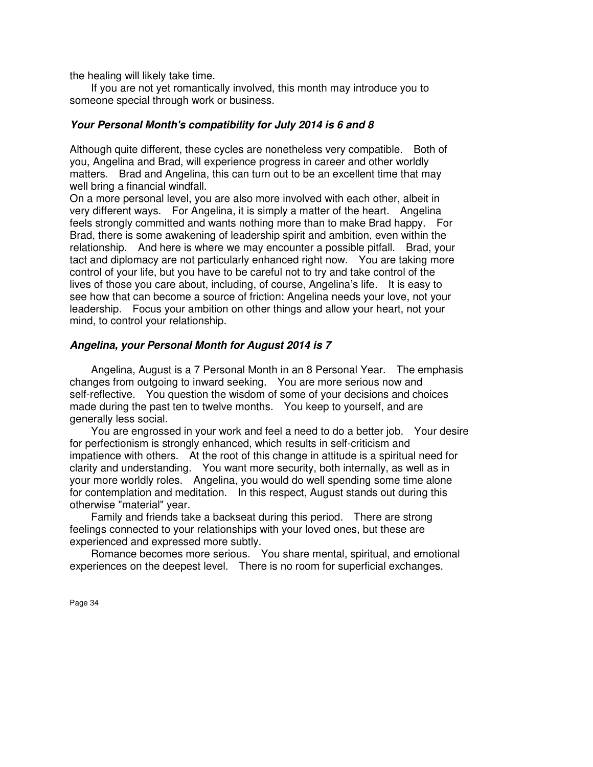the healing will likely take time.

If you are not yet romantically involved, this month may introduce you to someone special through work or business.

### ***Your Personal Month's compatibility for July 2014 is 6 and 8***

Although quite different, these cycles are nonetheless very compatible. Both of you, Angelina and Brad, will experience progress in career and other worldly matters. Brad and Angelina, this can turn out to be an excellent time that may well bring a financial windfall.

On a more personal level, you are also more involved with each other, albeit in very different ways. For Angelina, it is simply a matter of the heart. Angelina feels strongly committed and wants nothing more than to make Brad happy. For Brad, there is some awakening of leadership spirit and ambition, even within the relationship. And here is where we may encounter a possible pitfall. Brad, your tact and diplomacy are not particularly enhanced right now. You are taking more control of your life, but you have to be careful not to try and take control of the lives of those you care about, including, of course, Angelina's life. It is easy to see how that can become a source of friction: Angelina needs your love, not your leadership. Focus your ambition on other things and allow your heart, not your mind, to control your relationship.

### ***Angelina, your Personal Month for August 2014 is 7***

Angelina, August is a 7 Personal Month in an 8 Personal Year. The emphasis changes from outgoing to inward seeking. You are more serious now and self-reflective. You question the wisdom of some of your decisions and choices made during the past ten to twelve months. You keep to yourself, and are generally less social.

You are engrossed in your work and feel a need to do a better job. Your desire for perfectionism is strongly enhanced, which results in self-criticism and impatience with others. At the root of this change in attitude is a spiritual need for clarity and understanding. You want more security, both internally, as well as in your more worldly roles. Angelina, you would do well spending some time alone for contemplation and meditation. In this respect, August stands out during this otherwise "material" year.

Family and friends take a backseat during this period. There are strong feelings connected to your relationships with your loved ones, but these are experienced and expressed more subtly.

Romance becomes more serious. You share mental, spiritual, and emotional experiences on the deepest level. There is no room for superficial exchanges.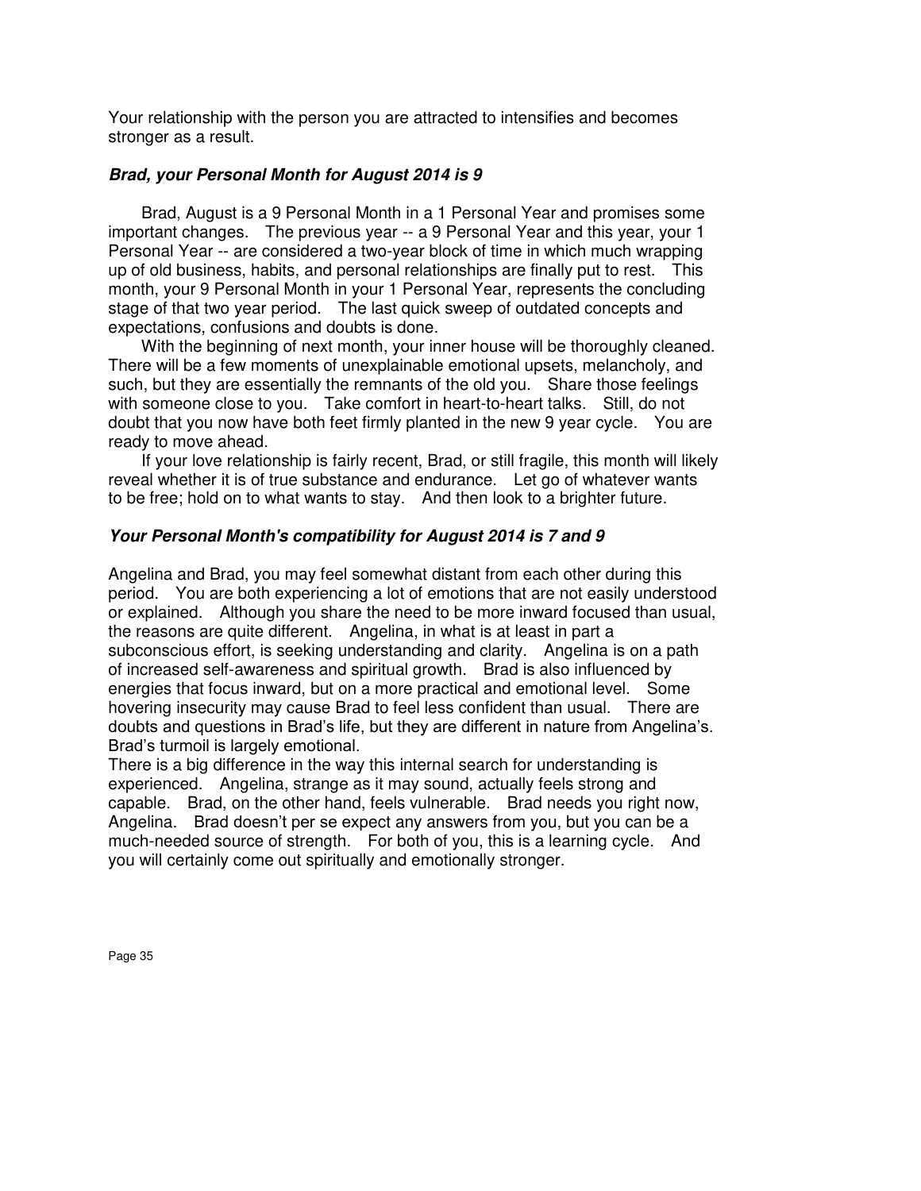Your relationship with the person you are attracted to intensifies and becomes stronger as a result.

### ***Brad, your Personal Month for August 2014 is 9***

Brad, August is a 9 Personal Month in a 1 Personal Year and promises some important changes. The previous year -- a 9 Personal Year and this year, your 1 Personal Year -- are considered a two-year block of time in which much wrapping up of old business, habits, and personal relationships are finally put to rest. This month, your 9 Personal Month in your 1 Personal Year, represents the concluding stage of that two year period. The last quick sweep of outdated concepts and expectations, confusions and doubts is done.

With the beginning of next month, your inner house will be thoroughly cleaned. There will be a few moments of unexplainable emotional upsets, melancholy, and such, but they are essentially the remnants of the old you. Share those feelings with someone close to you. Take comfort in heart-to-heart talks. Still, do not doubt that you now have both feet firmly planted in the new 9 year cycle. You are ready to move ahead.

If your love relationship is fairly recent, Brad, or still fragile, this month will likely reveal whether it is of true substance and endurance. Let go of whatever wants to be free; hold on to what wants to stay. And then look to a brighter future.

### ***Your Personal Month's compatibility for August 2014 is 7 and 9***

Angelina and Brad, you may feel somewhat distant from each other during this period. You are both experiencing a lot of emotions that are not easily understood or explained. Although you share the need to be more inward focused than usual, the reasons are quite different. Angelina, in what is at least in part a subconscious effort, is seeking understanding and clarity. Angelina is on a path of increased self-awareness and spiritual growth. Brad is also influenced by energies that focus inward, but on a more practical and emotional level. Some hovering insecurity may cause Brad to feel less confident than usual. There are doubts and questions in Brad's life, but they are different in nature from Angelina's. Brad's turmoil is largely emotional.

There is a big difference in the way this internal search for understanding is experienced. Angelina, strange as it may sound, actually feels strong and capable. Brad, on the other hand, feels vulnerable. Brad needs you right now, Angelina. Brad doesn't per se expect any answers from you, but you can be a much-needed source of strength. For both of you, this is a learning cycle. And you will certainly come out spiritually and emotionally stronger.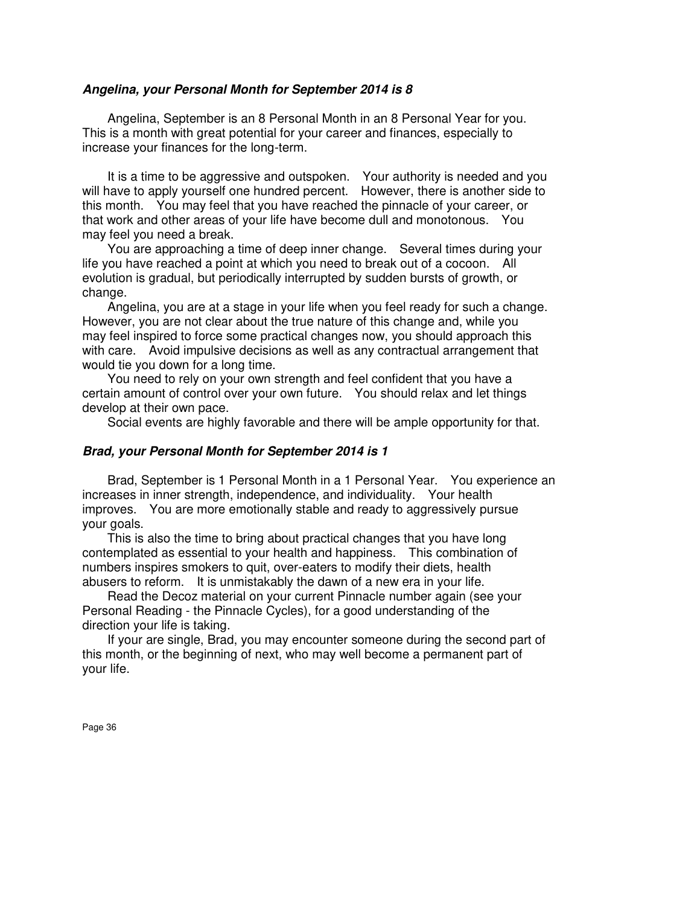### *Angelina, your Personal Month for September 2014 is 8*

Angelina, September is an 8 Personal Month in an 8 Personal Year for you. This is a month with great potential for your career and finances, especially to increase your finances for the long-term.

It is a time to be aggressive and outspoken. Your authority is needed and you will have to apply yourself one hundred percent. However, there is another side to this month. You may feel that you have reached the pinnacle of your career, or that work and other areas of your life have become dull and monotonous. You may feel you need a break.

You are approaching a time of deep inner change. Several times during your life you have reached a point at which you need to break out of a cocoon. All evolution is gradual, but periodically interrupted by sudden bursts of growth, or change.

Angelina, you are at a stage in your life when you feel ready for such a change. However, you are not clear about the true nature of this change and, while you may feel inspired to force some practical changes now, you should approach this with care. Avoid impulsive decisions as well as any contractual arrangement that would tie you down for a long time.

You need to rely on your own strength and feel confident that you have a certain amount of control over your own future. You should relax and let things develop at their own pace.

Social events are highly favorable and there will be ample opportunity for that.

### *Brad, your Personal Month for September 2014 is 1*

Brad, September is 1 Personal Month in a 1 Personal Year. You experience an increases in inner strength, independence, and individuality. Your health improves. You are more emotionally stable and ready to aggressively pursue your goals.

This is also the time to bring about practical changes that you have long contemplated as essential to your health and happiness. This combination of numbers inspires smokers to quit, over-eaters to modify their diets, health abusers to reform. It is unmistakably the dawn of a new era in your life.

Read the Decoz material on your current Pinnacle number again (see your Personal Reading - the Pinnacle Cycles), for a good understanding of the direction your life is taking.

If your are single, Brad, you may encounter someone during the second part of this month, or the beginning of next, who may well become a permanent part of your life.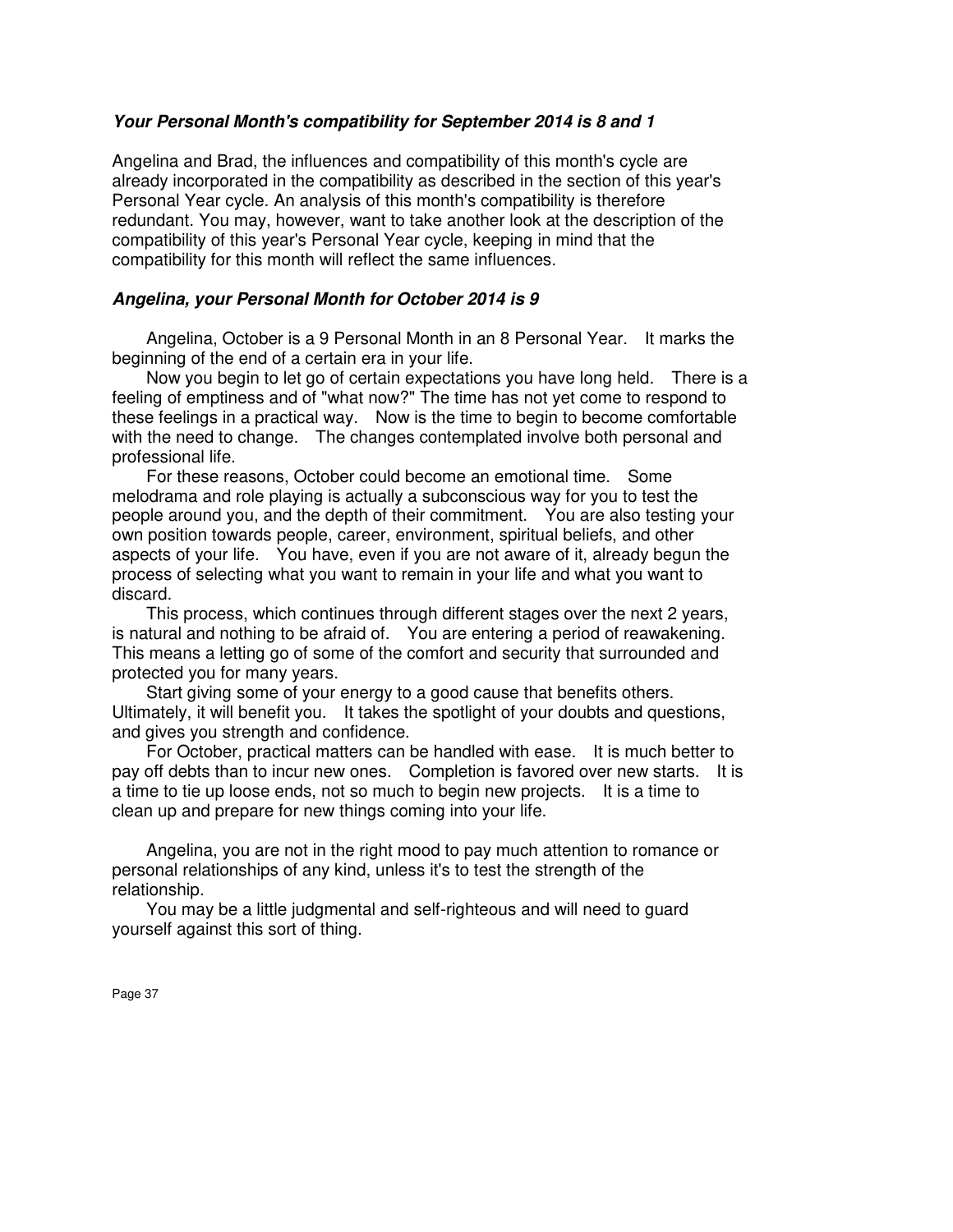### ***Your Personal Month's compatibility for September 2014 is 8 and 1***

Angelina and Brad, the influences and compatibility of this month's cycle are already incorporated in the compatibility as described in the section of this year's Personal Year cycle. An analysis of this month's compatibility is therefore redundant. You may, however, want to take another look at the description of the compatibility of this year's Personal Year cycle, keeping in mind that the compatibility for this month will reflect the same influences.

### ***Angelina, your Personal Month for October 2014 is 9***

Angelina, October is a 9 Personal Month in an 8 Personal Year. It marks the beginning of the end of a certain era in your life.

Now you begin to let go of certain expectations you have long held. There is a feeling of emptiness and of "what now?" The time has not yet come to respond to these feelings in a practical way. Now is the time to begin to become comfortable with the need to change. The changes contemplated involve both personal and professional life.

For these reasons, October could become an emotional time. Some melodrama and role playing is actually a subconscious way for you to test the people around you, and the depth of their commitment. You are also testing your own position towards people, career, environment, spiritual beliefs, and other aspects of your life. You have, even if you are not aware of it, already begun the process of selecting what you want to remain in your life and what you want to discard.

This process, which continues through different stages over the next 2 years, is natural and nothing to be afraid of. You are entering a period of reawakening. This means a letting go of some of the comfort and security that surrounded and protected you for many years.

Start giving some of your energy to a good cause that benefits others. Ultimately, it will benefit you. It takes the spotlight of your doubts and questions, and gives you strength and confidence.

For October, practical matters can be handled with ease. It is much better to pay off debts than to incur new ones. Completion is favored over new starts. It is a time to tie up loose ends, not so much to begin new projects. It is a time to clean up and prepare for new things coming into your life.

Angelina, you are not in the right mood to pay much attention to romance or personal relationships of any kind, unless it's to test the strength of the relationship.

You may be a little judgmental and self-righteous and will need to guard yourself against this sort of thing.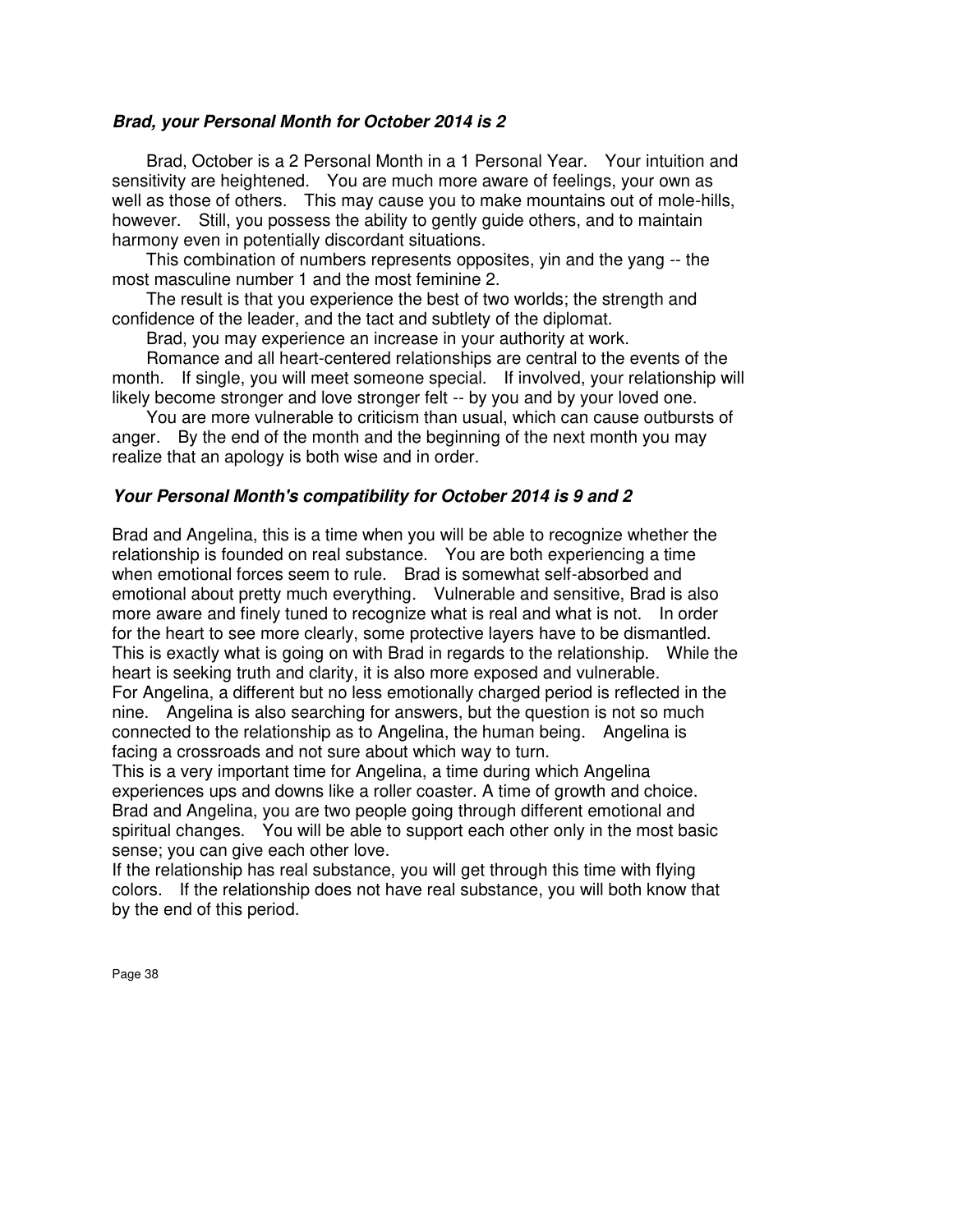***Brad, your Personal Month for October 2014 is 2***

Brad, October is a 2 Personal Month in a 1 Personal Year. Your intuition and sensitivity are heightened. You are much more aware of feelings, your own as well as those of others. This may cause you to make mountains out of mole-hills, however. Still, you possess the ability to gently guide others, and to maintain harmony even in potentially discordant situations.

This combination of numbers represents opposites, yin and the yang -- the most masculine number 1 and the most feminine 2.

The result is that you experience the best of two worlds; the strength and confidence of the leader, and the tact and subtlety of the diplomat.

Brad, you may experience an increase in your authority at work.

Romance and all heart-centered relationships are central to the events of the month. If single, you will meet someone special. If involved, your relationship will likely become stronger and love stronger felt -- by you and by your loved one.

You are more vulnerable to criticism than usual, which can cause outbursts of anger. By the end of the month and the beginning of the next month you may realize that an apology is both wise and in order.

***Your Personal Month's compatibility for October 2014 is 9 and 2***

Brad and Angelina, this is a time when you will be able to recognize whether the relationship is founded on real substance. You are both experiencing a time when emotional forces seem to rule. Brad is somewhat self-absorbed and emotional about pretty much everything. Vulnerable and sensitive, Brad is also more aware and finely tuned to recognize what is real and what is not. In order for the heart to see more clearly, some protective layers have to be dismantled. This is exactly what is going on with Brad in regards to the relationship. While the heart is seeking truth and clarity, it is also more exposed and vulnerable.
For Angelina, a different but no less emotionally charged period is reflected in the nine. Angelina is also searching for answers, but the question is not so much connected to the relationship as to Angelina, the human being. Angelina is facing a crossroads and not sure about which way to turn.
This is a very important time for Angelina, a time during which Angelina experiences ups and downs like a roller coaster. A time of growth and choice.
Brad and Angelina, you are two people going through different emotional and spiritual changes. You will be able to support each other only in the most basic sense; you can give each other love.
If the relationship has real substance, you will get through this time with flying colors. If the relationship does not have real substance, you will both know that by the end of this period.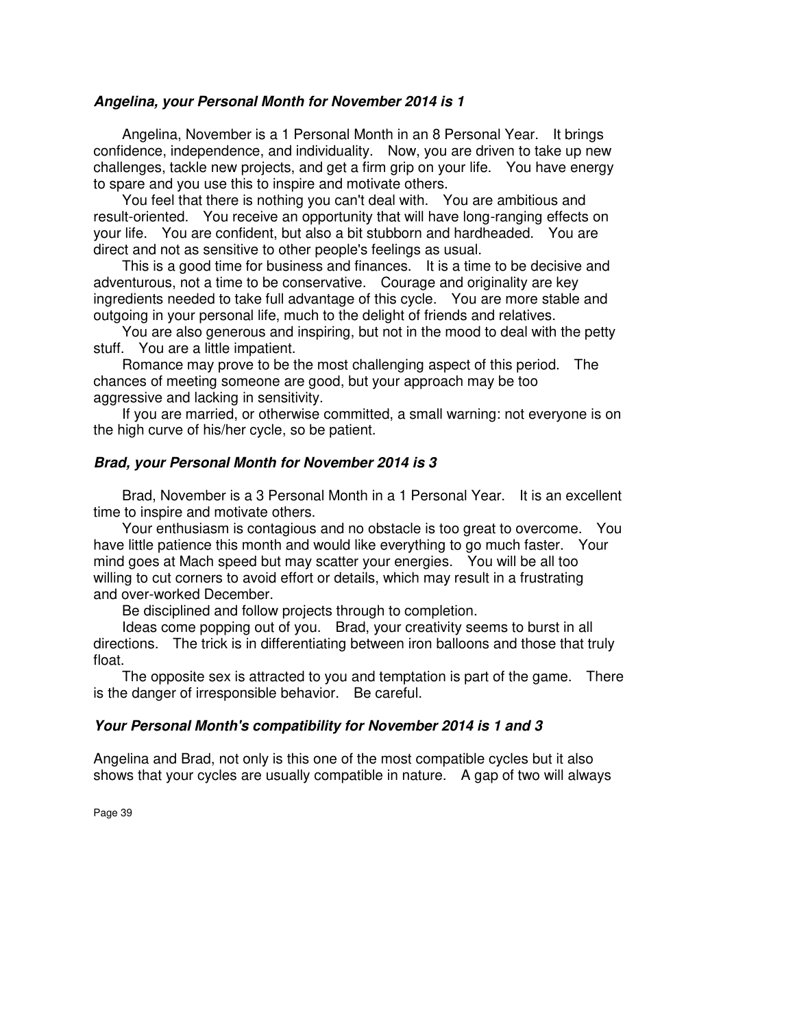### *Angelina, your Personal Month for November 2014 is 1*

Angelina, November is a 1 Personal Month in an 8 Personal Year. It brings confidence, independence, and individuality. Now, you are driven to take up new challenges, tackle new projects, and get a firm grip on your life. You have energy to spare and you use this to inspire and motivate others.

You feel that there is nothing you can't deal with. You are ambitious and result-oriented. You receive an opportunity that will have long-ranging effects on your life. You are confident, but also a bit stubborn and hardheaded. You are direct and not as sensitive to other people's feelings as usual.

This is a good time for business and finances. It is a time to be decisive and adventurous, not a time to be conservative. Courage and originality are key ingredients needed to take full advantage of this cycle. You are more stable and outgoing in your personal life, much to the delight of friends and relatives.

You are also generous and inspiring, but not in the mood to deal with the petty stuff. You are a little impatient.

Romance may prove to be the most challenging aspect of this period. The chances of meeting someone are good, but your approach may be too aggressive and lacking in sensitivity.

If you are married, or otherwise committed, a small warning: not everyone is on the high curve of his/her cycle, so be patient.

### *Brad, your Personal Month for November 2014 is 3*

Brad, November is a 3 Personal Month in a 1 Personal Year. It is an excellent time to inspire and motivate others.

Your enthusiasm is contagious and no obstacle is too great to overcome. You have little patience this month and would like everything to go much faster. Your mind goes at Mach speed but may scatter your energies. You will be all too willing to cut corners to avoid effort or details, which may result in a frustrating and over-worked December.

Be disciplined and follow projects through to completion.

Ideas come popping out of you. Brad, your creativity seems to burst in all directions. The trick is in differentiating between iron balloons and those that truly float.

The opposite sex is attracted to you and temptation is part of the game. There is the danger of irresponsible behavior. Be careful.

### *Your Personal Month's compatibility for November 2014 is 1 and 3*

Angelina and Brad, not only is this one of the most compatible cycles but it also shows that your cycles are usually compatible in nature. A gap of two will always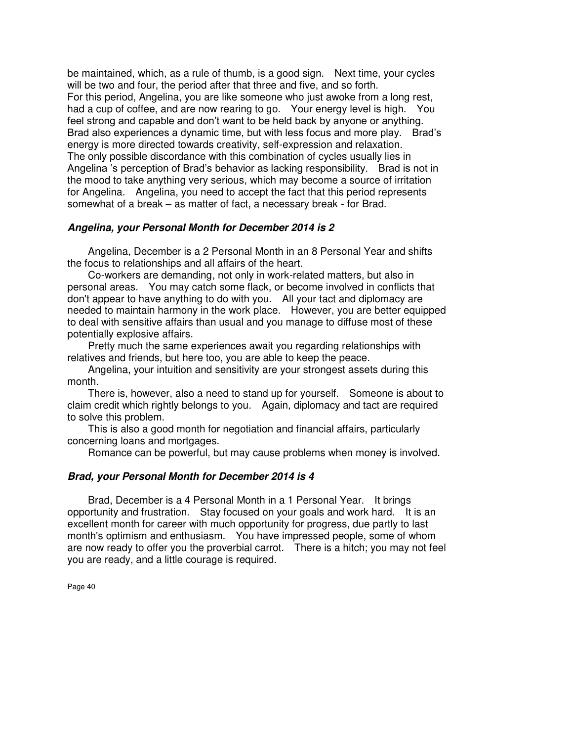be maintained, which, as a rule of thumb, is a good sign. Next time, your cycles will be two and four, the period after that three and five, and so forth.
For this period, Angelina, you are like someone who just awoke from a long rest, had a cup of coffee, and are now rearing to go. Your energy level is high. You feel strong and capable and don't want to be held back by anyone or anything. Brad also experiences a dynamic time, but with less focus and more play. Brad's energy is more directed towards creativity, self-expression and relaxation.
The only possible discordance with this combination of cycles usually lies in Angelina 's perception of Brad's behavior as lacking responsibility. Brad is not in the mood to take anything very serious, which may become a source of irritation for Angelina. Angelina, you need to accept the fact that this period represents somewhat of a break – as matter of fact, a necessary break - for Brad.

### *Angelina, your Personal Month for December 2014 is 2*

Angelina, December is a 2 Personal Month in an 8 Personal Year and shifts the focus to relationships and all affairs of the heart.

Co-workers are demanding, not only in work-related matters, but also in personal areas. You may catch some flack, or become involved in conflicts that don't appear to have anything to do with you. All your tact and diplomacy are needed to maintain harmony in the work place. However, you are better equipped to deal with sensitive affairs than usual and you manage to diffuse most of these potentially explosive affairs.

Pretty much the same experiences await you regarding relationships with relatives and friends, but here too, you are able to keep the peace.

Angelina, your intuition and sensitivity are your strongest assets during this month.

There is, however, also a need to stand up for yourself. Someone is about to claim credit which rightly belongs to you. Again, diplomacy and tact are required to solve this problem.

This is also a good month for negotiation and financial affairs, particularly concerning loans and mortgages.

Romance can be powerful, but may cause problems when money is involved.

### *Brad, your Personal Month for December 2014 is 4*

Brad, December is a 4 Personal Month in a 1 Personal Year. It brings opportunity and frustration. Stay focused on your goals and work hard. It is an excellent month for career with much opportunity for progress, due partly to last month's optimism and enthusiasm. You have impressed people, some of whom are now ready to offer you the proverbial carrot. There is a hitch; you may not feel you are ready, and a little courage is required.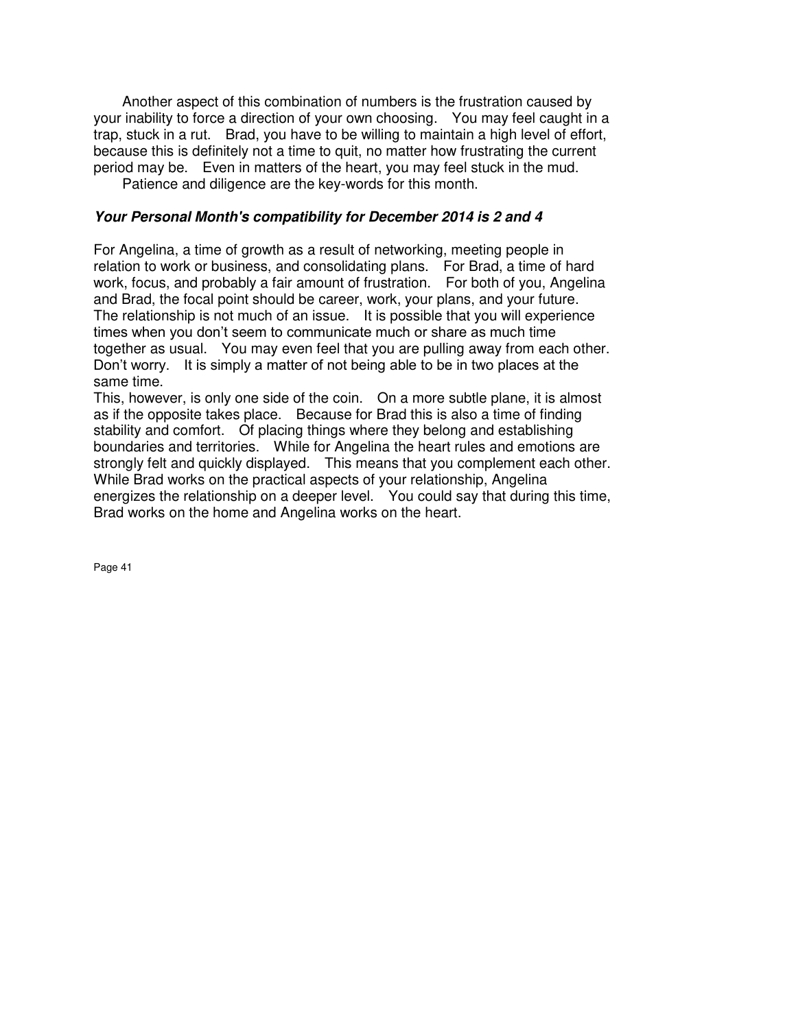Another aspect of this combination of numbers is the frustration caused by your inability to force a direction of your own choosing. You may feel caught in a trap, stuck in a rut. Brad, you have to be willing to maintain a high level of effort, because this is definitely not a time to quit, no matter how frustrating the current period may be. Even in matters of the heart, you may feel stuck in the mud.

Patience and diligence are the key-words for this month.

### *Your Personal Month's compatibility for December 2014 is 2 and 4*

For Angelina, a time of growth as a result of networking, meeting people in relation to work or business, and consolidating plans. For Brad, a time of hard work, focus, and probably a fair amount of frustration. For both of you, Angelina and Brad, the focal point should be career, work, your plans, and your future. The relationship is not much of an issue. It is possible that you will experience times when you don't seem to communicate much or share as much time together as usual. You may even feel that you are pulling away from each other. Don't worry. It is simply a matter of not being able to be in two places at the same time.

This, however, is only one side of the coin. On a more subtle plane, it is almost as if the opposite takes place. Because for Brad this is also a time of finding stability and comfort. Of placing things where they belong and establishing boundaries and territories. While for Angelina the heart rules and emotions are strongly felt and quickly displayed. This means that you complement each other. While Brad works on the practical aspects of your relationship, Angelina energizes the relationship on a deeper level. You could say that during this time, Brad works on the home and Angelina works on the heart.